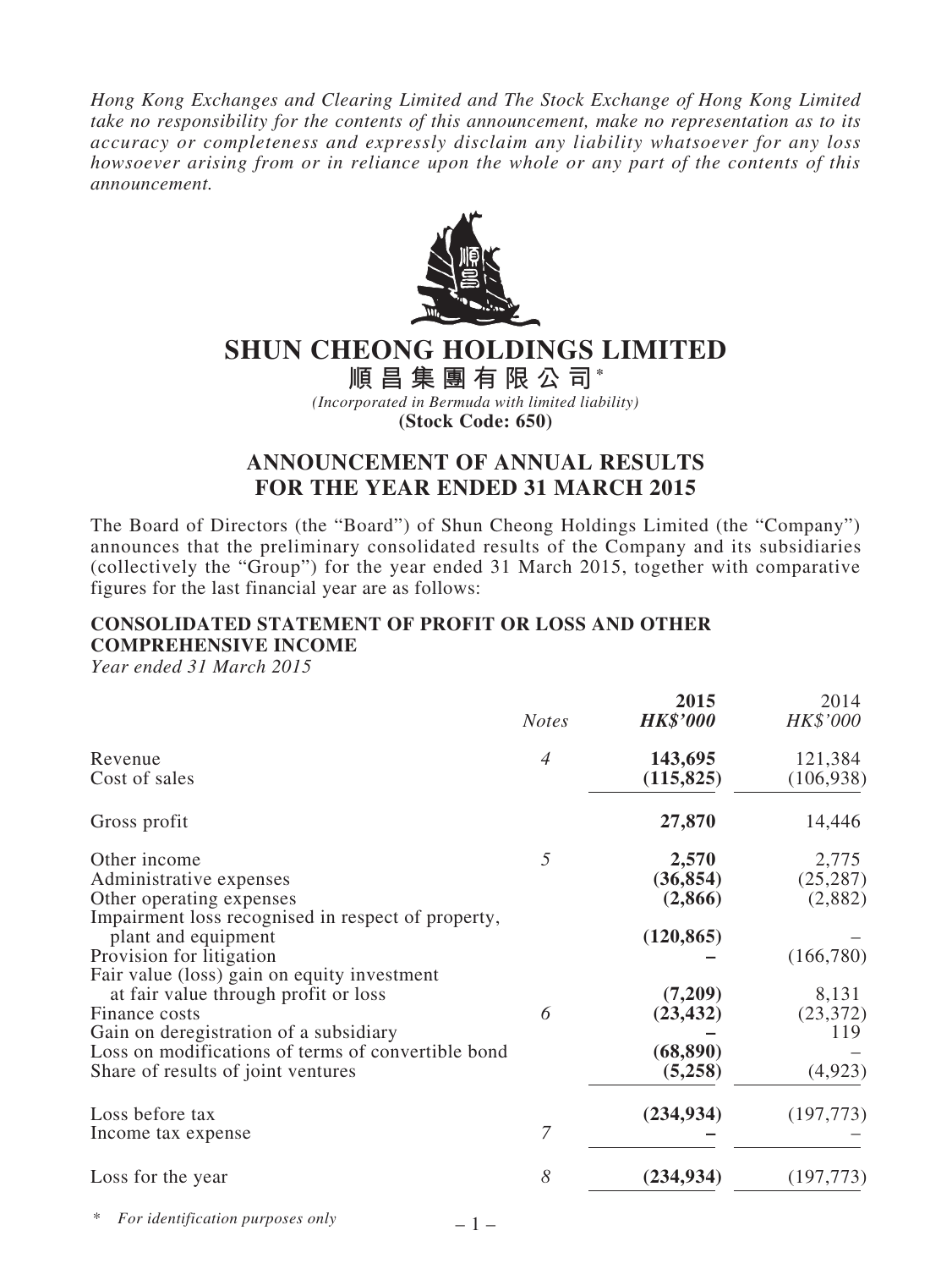*Hong Kong Exchanges and Clearing Limited and The Stock Exchange of Hong Kong Limited take no responsibility for the contents of this announcement, make no representation as to its accuracy or completeness and expressly disclaim any liability whatsoever for any loss howsoever arising from or in reliance upon the whole or any part of the contents of this announcement.*

# SHUN CHEONG HOLDINGS LIMITED

**順昌集團有限公司***

*(Incorporated in Bermuda with limited liability)*

**(Stock Code: 650)**

## ANNOUNCEMENT OF ANNUAL RESULTS FOR THE YEAR ENDED 31 MARCH 2015

The Board of Directors (the "Board") of Shun Cheong Holdings Limited (the "Company") announces that the preliminary consolidated results of the Company and its subsidiaries (collectively the "Group") for the year ended 31 March 2015, together with comparative figures for the last financial year are as follows:

### CONSOLIDATED STATEMENT OF PROFIT OR LOSS AND OTHER COMPREHENSIVE INCOME

*Year ended 31 March 2015*

| | *Notes* | **2015** *HK$'000* | 2014 *HK$'000* |
|---|---|---|---|
| Revenue | *4* | **143,695** | 121,384 |
| Cost of sales | | **(115,825)** | (106,938) |
| Gross profit | | **27,870** | 14,446 |
| Other income | *5* | **2,570** | 2,775 |
| Administrative expenses | | **(36,854)** | (25,287) |
| Other operating expenses | | **(2,866)** | (2,882) |
| Impairment loss recognised in respect of property, plant and equipment | | **(120,865)** | – |
| Provision for litigation | | **–** | (166,780) |
| Fair value (loss) gain on equity investment at fair value through profit or loss | | **(7,209)** | 8,131 |
| Finance costs | *6* | **(23,432)** | (23,372) |
| Gain on deregistration of a subsidiary | | **–** | 119 |
| Loss on modifications of terms of convertible bond | | **(68,890)** | – |
| Share of results of joint ventures | | **(5,258)** | (4,923) |
| Loss before tax | | **(234,934)** | (197,773) |
| Income tax expense | *7* | **–** | – |
| Loss for the year | *8* | **(234,934)** | (197,773) |

\* *For identification purposes only*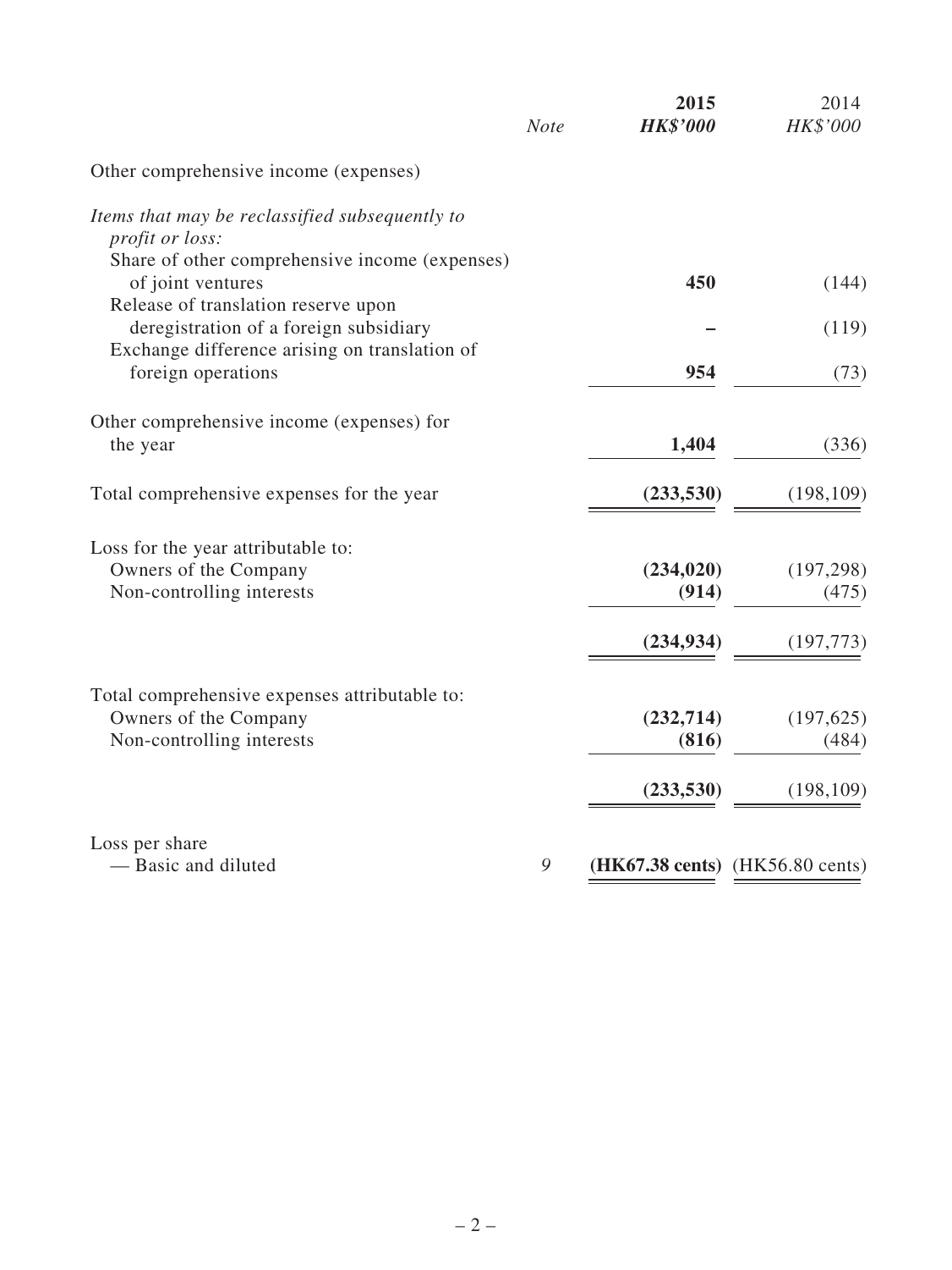| | *Note* | **2015** | 2014 |
|---|---|---|---|
| | | ***HK$'000*** | *HK$'000* |
| Other comprehensive income (expenses) | | | |
| *Items that may be reclassified subsequently to profit or loss:* | | | |
| Share of other comprehensive income (expenses) of joint ventures | | **450** | (144) |
| Release of translation reserve upon deregistration of a foreign subsidiary | | **–** | (119) |
| Exchange difference arising on translation of foreign operations | | **954** | (73) |
| Other comprehensive income (expenses) for the year | | **1,404** | (336) |
| Total comprehensive expenses for the year | | **(233,530)** | (198,109) |
| Loss for the year attributable to: | | | |
| Owners of the Company | | **(234,020)** | (197,298) |
| Non-controlling interests | | **(914)** | (475) |
| | | **(234,934)** | (197,773) |
| Total comprehensive expenses attributable to: | | | |
| Owners of the Company | | **(232,714)** | (197,625) |
| Non-controlling interests | | **(816)** | (484) |
| | | **(233,530)** | (198,109) |
| Loss per share | | | |
| — Basic and diluted | *9* | **(HK67.38 cents)** | (HK56.80 cents) |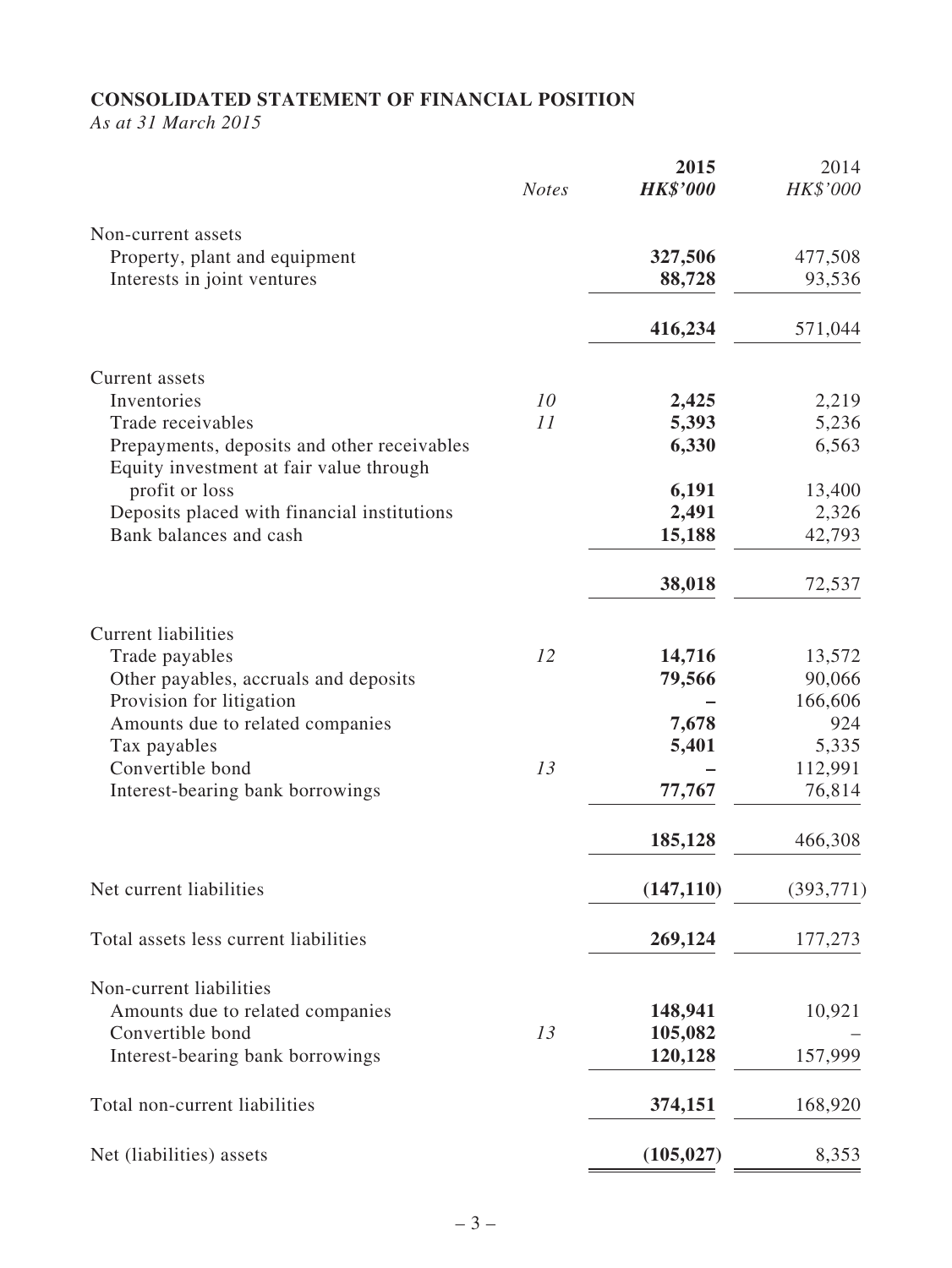**CONSOLIDATED STATEMENT OF FINANCIAL POSITION**

*As at 31 March 2015*

| | *Notes* | **2015** | 2014 |
|---|---|---|---|
| | | ***HK$'000*** | *HK$'000* |
| Non-current assets | | | |
| Property, plant and equipment | | **327,506** | 477,508 |
| Interests in joint ventures | | **88,728** | 93,536 |
| | | **416,234** | 571,044 |
| Current assets | | | |
| Inventories | *10* | **2,425** | 2,219 |
| Trade receivables | *11* | **5,393** | 5,236 |
| Prepayments, deposits and other receivables | | **6,330** | 6,563 |
| Equity investment at fair value through profit or loss | | **6,191** | 13,400 |
| Deposits placed with financial institutions | | **2,491** | 2,326 |
| Bank balances and cash | | **15,188** | 42,793 |
| | | **38,018** | 72,537 |
| Current liabilities | | | |
| Trade payables | *12* | **14,716** | 13,572 |
| Other payables, accruals and deposits | | **79,566** | 90,066 |
| Provision for litigation | | **–** | 166,606 |
| Amounts due to related companies | | **7,678** | 924 |
| Tax payables | | **5,401** | 5,335 |
| Convertible bond | *13* | **–** | 112,991 |
| Interest-bearing bank borrowings | | **77,767** | 76,814 |
| | | **185,128** | 466,308 |
| Net current liabilities | | **(147,110)** | (393,771) |
| Total assets less current liabilities | | **269,124** | 177,273 |
| Non-current liabilities | | | |
| Amounts due to related companies | | **148,941** | 10,921 |
| Convertible bond | *13* | **105,082** | – |
| Interest-bearing bank borrowings | | **120,128** | 157,999 |
| Total non-current liabilities | | **374,151** | 168,920 |
| Net (liabilities) assets | | **(105,027)** | 8,353 |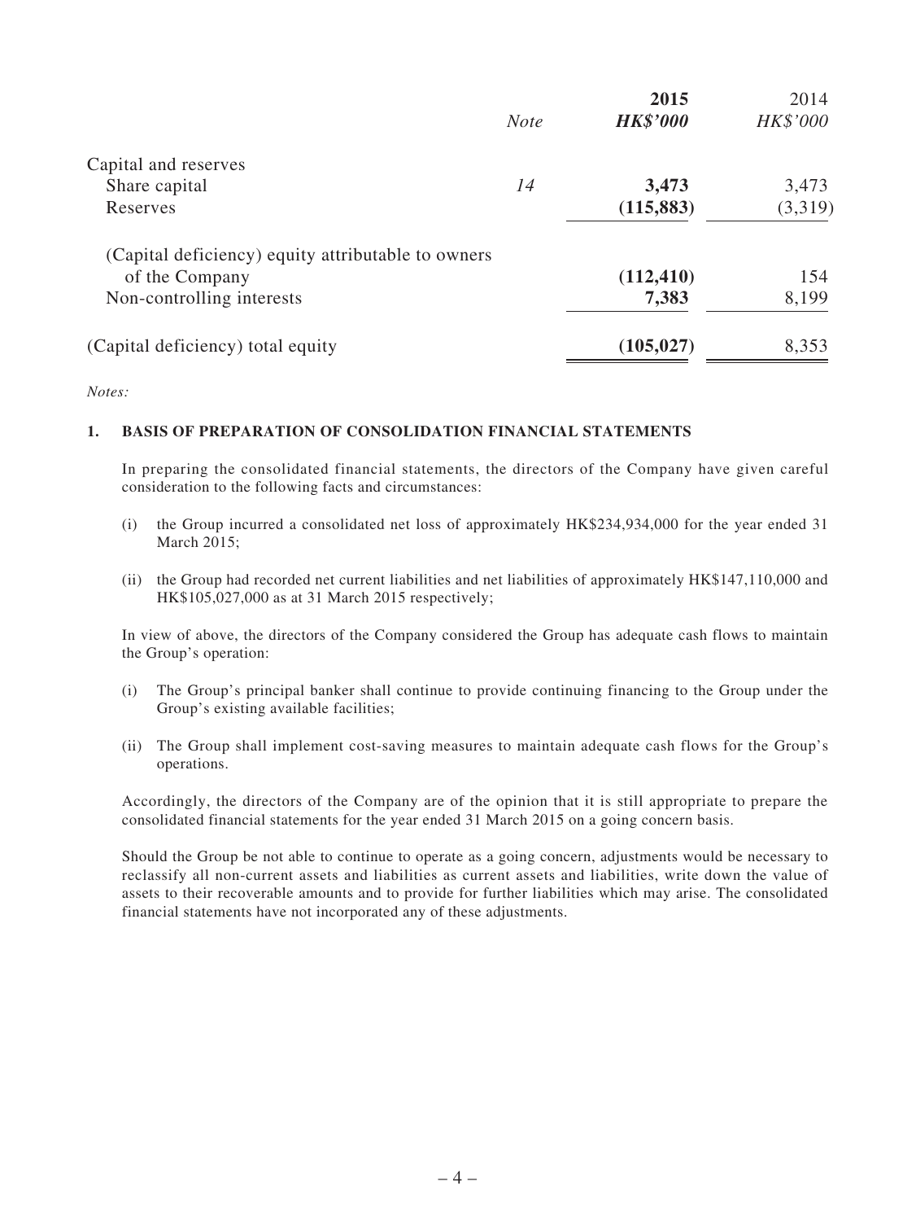| | *Note* | **2015** ***HK$'000*** | 2014 *HK$'000* |
|---|---|---|---|
| Capital and reserves | | | |
| Share capital | *14* | **3,473** | 3,473 |
| Reserves | | **(115,883)** | (3,319) |
| (Capital deficiency) equity attributable to owners of the Company | | **(112,410)** | 154 |
| Non-controlling interests | | **7,383** | 8,199 |
| (Capital deficiency) total equity | | **(105,027)** | 8,353 |

*Notes:*

**1. BASIS OF PREPARATION OF CONSOLIDATION FINANCIAL STATEMENTS**

In preparing the consolidated financial statements, the directors of the Company have given careful consideration to the following facts and circumstances:

(i) the Group incurred a consolidated net loss of approximately HK$234,934,000 for the year ended 31 March 2015;

(ii) the Group had recorded net current liabilities and net liabilities of approximately HK$147,110,000 and HK$105,027,000 as at 31 March 2015 respectively;

In view of above, the directors of the Company considered the Group has adequate cash flows to maintain the Group's operation:

(i) The Group's principal banker shall continue to provide continuing financing to the Group under the Group's existing available facilities;

(ii) The Group shall implement cost-saving measures to maintain adequate cash flows for the Group's operations.

Accordingly, the directors of the Company are of the opinion that it is still appropriate to prepare the consolidated financial statements for the year ended 31 March 2015 on a going concern basis.

Should the Group be not able to continue to operate as a going concern, adjustments would be necessary to reclassify all non-current assets and liabilities as current assets and liabilities, write down the value of assets to their recoverable amounts and to provide for further liabilities which may arise. The consolidated financial statements have not incorporated any of these adjustments.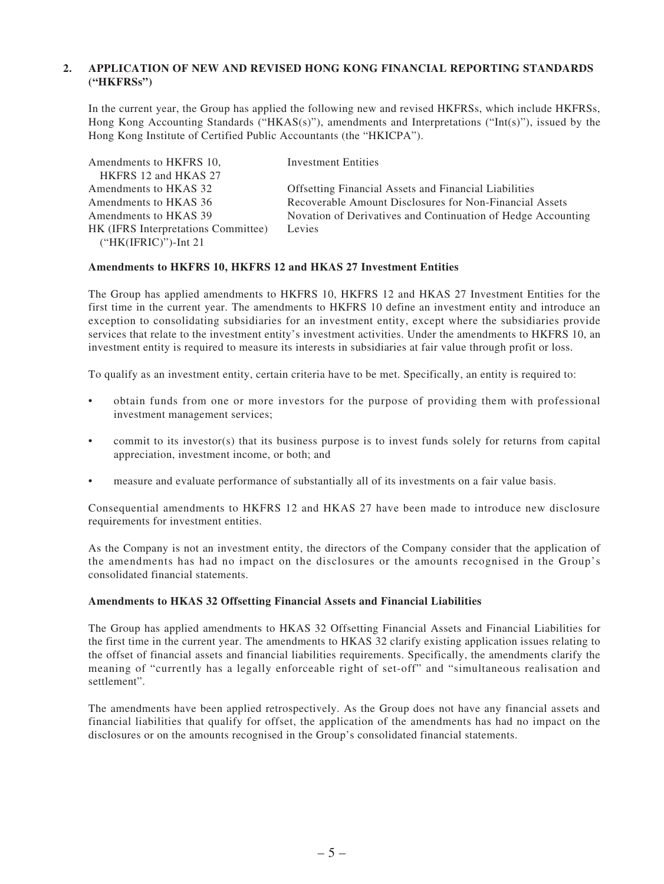## 2. APPLICATION OF NEW AND REVISED HONG KONG FINANCIAL REPORTING STANDARDS ("HKFRSs")

In the current year, the Group has applied the following new and revised HKFRSs, which include HKFRSs, Hong Kong Accounting Standards ("HKAS(s)"), amendments and Interpretations ("Int(s)"), issued by the Hong Kong Institute of Certified Public Accountants (the "HKICPA").

| | |
|---|---|
| Amendments to HKFRS 10, HKFRS 12 and HKAS 27 | Investment Entities |
| Amendments to HKAS 32 | Offsetting Financial Assets and Financial Liabilities |
| Amendments to HKAS 36 | Recoverable Amount Disclosures for Non-Financial Assets |
| Amendments to HKAS 39 | Novation of Derivatives and Continuation of Hedge Accounting |
| HK (IFRS Interpretations Committee) ("HK(IFRIC)")-Int 21 | Levies |

**Amendments to HKFRS 10, HKFRS 12 and HKAS 27 Investment Entities**

The Group has applied amendments to HKFRS 10, HKFRS 12 and HKAS 27 Investment Entities for the first time in the current year. The amendments to HKFRS 10 define an investment entity and introduce an exception to consolidating subsidiaries for an investment entity, except where the subsidiaries provide services that relate to the investment entity's investment activities. Under the amendments to HKFRS 10, an investment entity is required to measure its interests in subsidiaries at fair value through profit or loss.

To qualify as an investment entity, certain criteria have to be met. Specifically, an entity is required to:

- obtain funds from one or more investors for the purpose of providing them with professional investment management services;
- commit to its investor(s) that its business purpose is to invest funds solely for returns from capital appreciation, investment income, or both; and
- measure and evaluate performance of substantially all of its investments on a fair value basis.

Consequential amendments to HKFRS 12 and HKAS 27 have been made to introduce new disclosure requirements for investment entities.

As the Company is not an investment entity, the directors of the Company consider that the application of the amendments has had no impact on the disclosures or the amounts recognised in the Group's consolidated financial statements.

**Amendments to HKAS 32 Offsetting Financial Assets and Financial Liabilities**

The Group has applied amendments to HKAS 32 Offsetting Financial Assets and Financial Liabilities for the first time in the current year. The amendments to HKAS 32 clarify existing application issues relating to the offset of financial assets and financial liabilities requirements. Specifically, the amendments clarify the meaning of "currently has a legally enforceable right of set-off" and "simultaneous realisation and settlement".

The amendments have been applied retrospectively. As the Group does not have any financial assets and financial liabilities that qualify for offset, the application of the amendments has had no impact on the disclosures or on the amounts recognised in the Group's consolidated financial statements.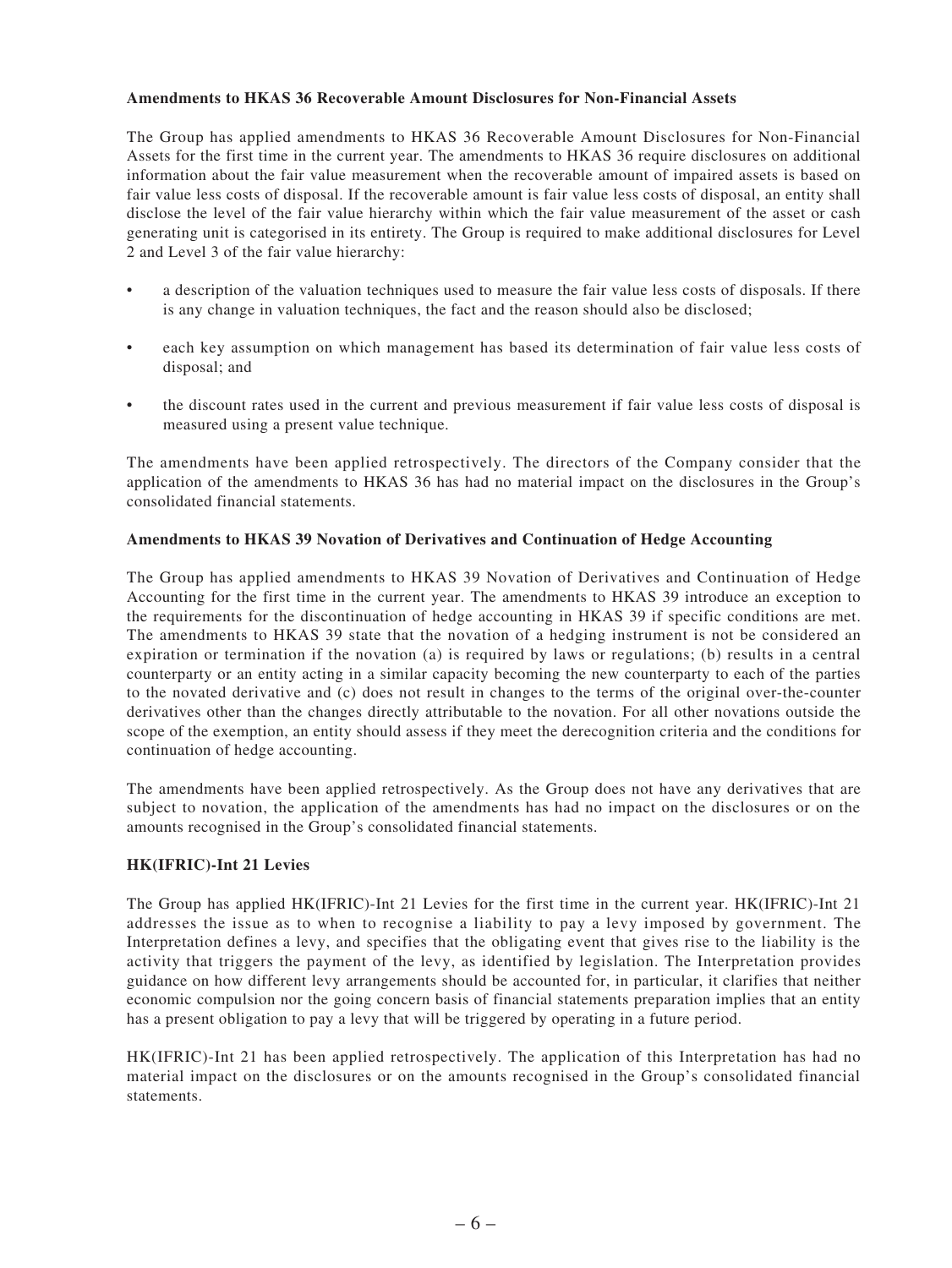**Amendments to HKAS 36 Recoverable Amount Disclosures for Non-Financial Assets**

The Group has applied amendments to HKAS 36 Recoverable Amount Disclosures for Non-Financial Assets for the first time in the current year. The amendments to HKAS 36 require disclosures on additional information about the fair value measurement when the recoverable amount of impaired assets is based on fair value less costs of disposal. If the recoverable amount is fair value less costs of disposal, an entity shall disclose the level of the fair value hierarchy within which the fair value measurement of the asset or cash generating unit is categorised in its entirety. The Group is required to make additional disclosures for Level 2 and Level 3 of the fair value hierarchy:

- a description of the valuation techniques used to measure the fair value less costs of disposals. If there is any change in valuation techniques, the fact and the reason should also be disclosed;
- each key assumption on which management has based its determination of fair value less costs of disposal; and
- the discount rates used in the current and previous measurement if fair value less costs of disposal is measured using a present value technique.

The amendments have been applied retrospectively. The directors of the Company consider that the application of the amendments to HKAS 36 has had no material impact on the disclosures in the Group's consolidated financial statements.

**Amendments to HKAS 39 Novation of Derivatives and Continuation of Hedge Accounting**

The Group has applied amendments to HKAS 39 Novation of Derivatives and Continuation of Hedge Accounting for the first time in the current year. The amendments to HKAS 39 introduce an exception to the requirements for the discontinuation of hedge accounting in HKAS 39 if specific conditions are met. The amendments to HKAS 39 state that the novation of a hedging instrument is not be considered an expiration or termination if the novation (a) is required by laws or regulations; (b) results in a central counterparty or an entity acting in a similar capacity becoming the new counterparty to each of the parties to the novated derivative and (c) does not result in changes to the terms of the original over-the-counter derivatives other than the changes directly attributable to the novation. For all other novations outside the scope of the exemption, an entity should assess if they meet the derecognition criteria and the conditions for continuation of hedge accounting.

The amendments have been applied retrospectively. As the Group does not have any derivatives that are subject to novation, the application of the amendments has had no impact on the disclosures or on the amounts recognised in the Group's consolidated financial statements.

**HK(IFRIC)-Int 21 Levies**

The Group has applied HK(IFRIC)-Int 21 Levies for the first time in the current year. HK(IFRIC)-Int 21 addresses the issue as to when to recognise a liability to pay a levy imposed by government. The Interpretation defines a levy, and specifies that the obligating event that gives rise to the liability is the activity that triggers the payment of the levy, as identified by legislation. The Interpretation provides guidance on how different levy arrangements should be accounted for, in particular, it clarifies that neither economic compulsion nor the going concern basis of financial statements preparation implies that an entity has a present obligation to pay a levy that will be triggered by operating in a future period.

HK(IFRIC)-Int 21 has been applied retrospectively. The application of this Interpretation has had no material impact on the disclosures or on the amounts recognised in the Group's consolidated financial statements.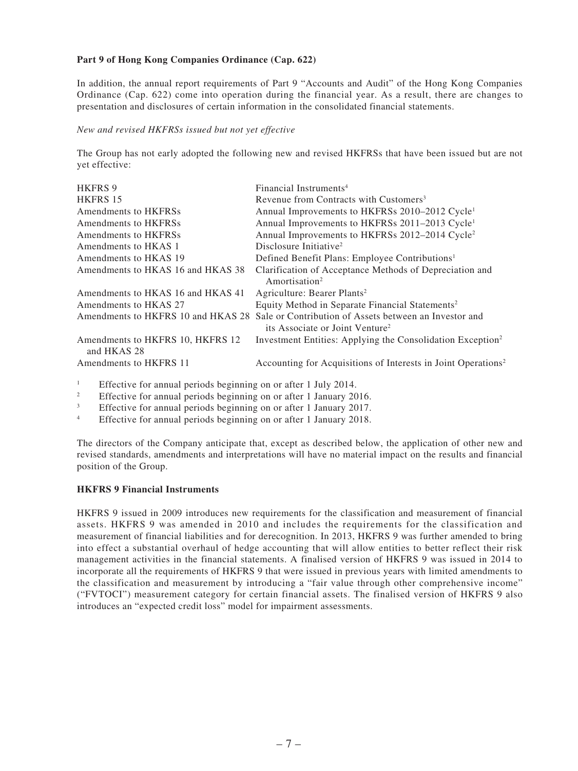**Part 9 of Hong Kong Companies Ordinance (Cap. 622)**

In addition, the annual report requirements of Part 9 "Accounts and Audit" of the Hong Kong Companies Ordinance (Cap. 622) come into operation during the financial year. As a result, there are changes to presentation and disclosures of certain information in the consolidated financial statements.

*New and revised HKFRSs issued but not yet effective*

The Group has not early adopted the following new and revised HKFRSs that have been issued but are not yet effective:

| | |
|---|---|
| HKFRS 9 | Financial Instruments[4] |
| HKFRS 15 | Revenue from Contracts with Customers[3] |
| Amendments to HKFRSs | Annual Improvements to HKFRSs 2010–2012 Cycle[1] |
| Amendments to HKFRSs | Annual Improvements to HKFRSs 2011–2013 Cycle[1] |
| Amendments to HKFRSs | Annual Improvements to HKFRSs 2012–2014 Cycle[2] |
| Amendments to HKAS 1 | Disclosure Initiative[2] |
| Amendments to HKAS 19 | Defined Benefit Plans: Employee Contributions[1] |
| Amendments to HKAS 16 and HKAS 38 | Clarification of Acceptance Methods of Depreciation and Amortisation[2] |
| Amendments to HKAS 16 and HKAS 41 | Agriculture: Bearer Plants[2] |
| Amendments to HKAS 27 | Equity Method in Separate Financial Statements[2] |
| Amendments to HKFRS 10 and HKAS 28 | Sale or Contribution of Assets between an Investor and its Associate or Joint Venture[2] |
| Amendments to HKFRS 10, HKFRS 12 and HKAS 28 | Investment Entities: Applying the Consolidation Exception[2] |
| Amendments to HKFRS 11 | Accounting for Acquisitions of Interests in Joint Operations[2] |

[1] Effective for annual periods beginning on or after 1 July 2014.
[2] Effective for annual periods beginning on or after 1 January 2016.
[3] Effective for annual periods beginning on or after 1 January 2017.
[4] Effective for annual periods beginning on or after 1 January 2018.

The directors of the Company anticipate that, except as described below, the application of other new and revised standards, amendments and interpretations will have no material impact on the results and financial position of the Group.

**HKFRS 9 Financial Instruments**

HKFRS 9 issued in 2009 introduces new requirements for the classification and measurement of financial assets. HKFRS 9 was amended in 2010 and includes the requirements for the classification and measurement of financial liabilities and for derecognition. In 2013, HKFRS 9 was further amended to bring into effect a substantial overhaul of hedge accounting that will allow entities to better reflect their risk management activities in the financial statements. A finalised version of HKFRS 9 was issued in 2014 to incorporate all the requirements of HKFRS 9 that were issued in previous years with limited amendments to the classification and measurement by introducing a "fair value through other comprehensive income" ("FVTOCI") measurement category for certain financial assets. The finalised version of HKFRS 9 also introduces an "expected credit loss" model for impairment assessments.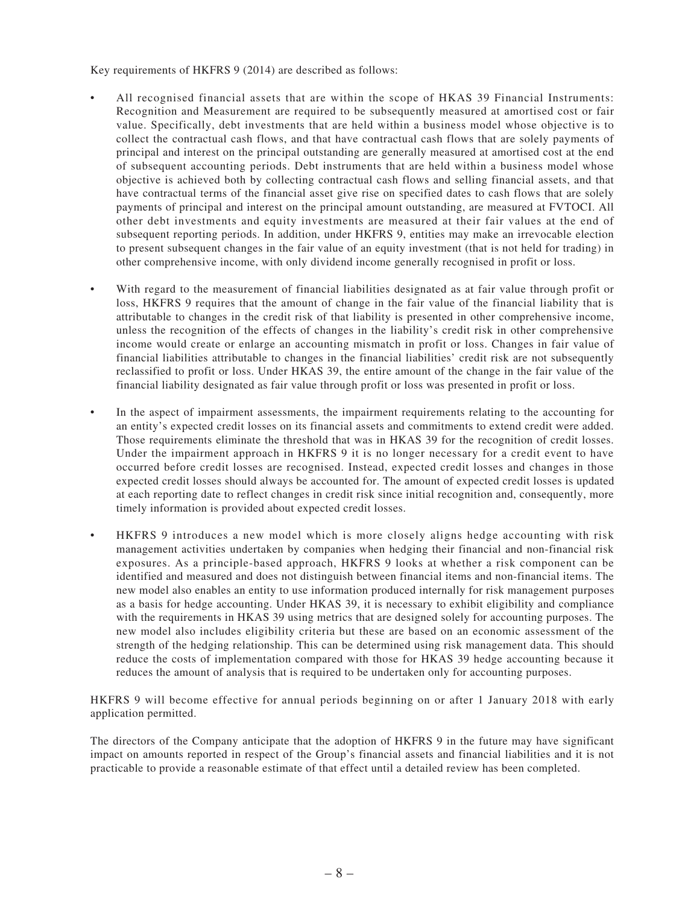Key requirements of HKFRS 9 (2014) are described as follows:

- All recognised financial assets that are within the scope of HKAS 39 Financial Instruments: Recognition and Measurement are required to be subsequently measured at amortised cost or fair value. Specifically, debt investments that are held within a business model whose objective is to collect the contractual cash flows, and that have contractual cash flows that are solely payments of principal and interest on the principal outstanding are generally measured at amortised cost at the end of subsequent accounting periods. Debt instruments that are held within a business model whose objective is achieved both by collecting contractual cash flows and selling financial assets, and that have contractual terms of the financial asset give rise on specified dates to cash flows that are solely payments of principal and interest on the principal amount outstanding, are measured at FVTOCI. All other debt investments and equity investments are measured at their fair values at the end of subsequent reporting periods. In addition, under HKFRS 9, entities may make an irrevocable election to present subsequent changes in the fair value of an equity investment (that is not held for trading) in other comprehensive income, with only dividend income generally recognised in profit or loss.

- With regard to the measurement of financial liabilities designated as at fair value through profit or loss, HKFRS 9 requires that the amount of change in the fair value of the financial liability that is attributable to changes in the credit risk of that liability is presented in other comprehensive income, unless the recognition of the effects of changes in the liability's credit risk in other comprehensive income would create or enlarge an accounting mismatch in profit or loss. Changes in fair value of financial liabilities attributable to changes in the financial liabilities' credit risk are not subsequently reclassified to profit or loss. Under HKAS 39, the entire amount of the change in the fair value of the financial liability designated as fair value through profit or loss was presented in profit or loss.

- In the aspect of impairment assessments, the impairment requirements relating to the accounting for an entity's expected credit losses on its financial assets and commitments to extend credit were added. Those requirements eliminate the threshold that was in HKAS 39 for the recognition of credit losses. Under the impairment approach in HKFRS 9 it is no longer necessary for a credit event to have occurred before credit losses are recognised. Instead, expected credit losses and changes in those expected credit losses should always be accounted for. The amount of expected credit losses is updated at each reporting date to reflect changes in credit risk since initial recognition and, consequently, more timely information is provided about expected credit losses.

- HKFRS 9 introduces a new model which is more closely aligns hedge accounting with risk management activities undertaken by companies when hedging their financial and non-financial risk exposures. As a principle-based approach, HKFRS 9 looks at whether a risk component can be identified and measured and does not distinguish between financial items and non-financial items. The new model also enables an entity to use information produced internally for risk management purposes as a basis for hedge accounting. Under HKAS 39, it is necessary to exhibit eligibility and compliance with the requirements in HKAS 39 using metrics that are designed solely for accounting purposes. The new model also includes eligibility criteria but these are based on an economic assessment of the strength of the hedging relationship. This can be determined using risk management data. This should reduce the costs of implementation compared with those for HKAS 39 hedge accounting because it reduces the amount of analysis that is required to be undertaken only for accounting purposes.

HKFRS 9 will become effective for annual periods beginning on or after 1 January 2018 with early application permitted.

The directors of the Company anticipate that the adoption of HKFRS 9 in the future may have significant impact on amounts reported in respect of the Group's financial assets and financial liabilities and it is not practicable to provide a reasonable estimate of that effect until a detailed review has been completed.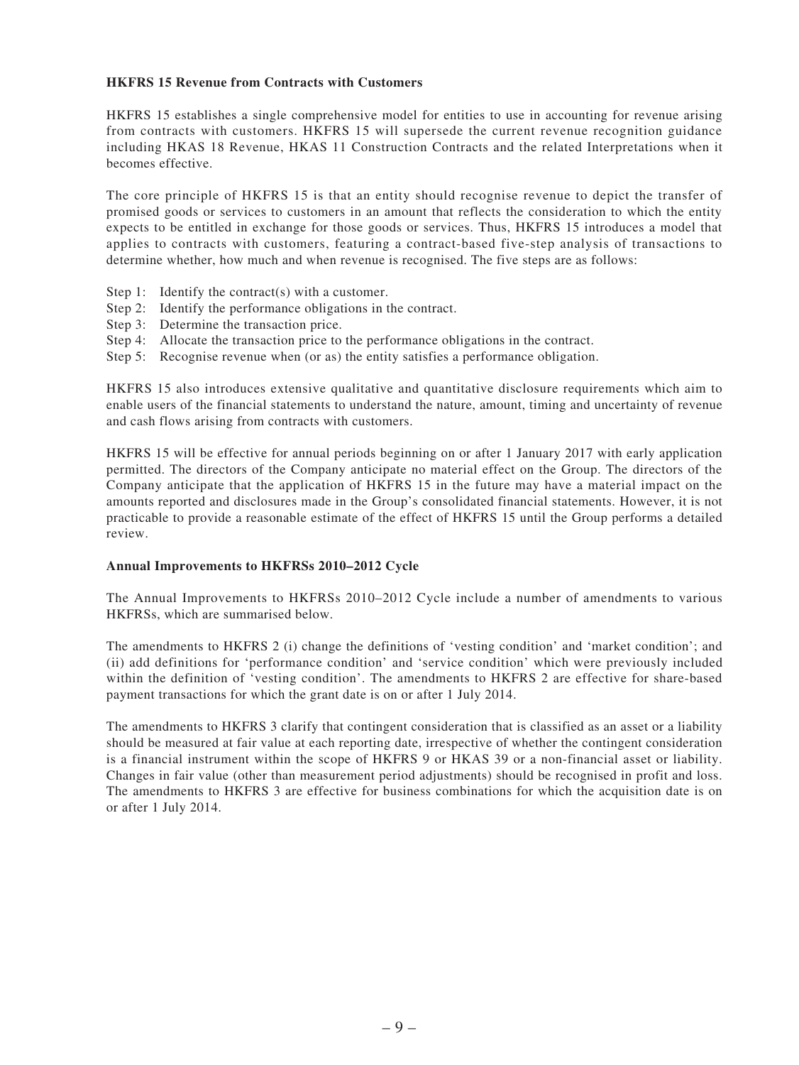**HKFRS 15 Revenue from Contracts with Customers**

HKFRS 15 establishes a single comprehensive model for entities to use in accounting for revenue arising from contracts with customers. HKFRS 15 will supersede the current revenue recognition guidance including HKAS 18 Revenue, HKAS 11 Construction Contracts and the related Interpretations when it becomes effective.

The core principle of HKFRS 15 is that an entity should recognise revenue to depict the transfer of promised goods or services to customers in an amount that reflects the consideration to which the entity expects to be entitled in exchange for those goods or services. Thus, HKFRS 15 introduces a model that applies to contracts with customers, featuring a contract-based five-step analysis of transactions to determine whether, how much and when revenue is recognised. The five steps are as follows:

- Step 1: Identify the contract(s) with a customer.
- Step 2: Identify the performance obligations in the contract.
- Step 3: Determine the transaction price.
- Step 4: Allocate the transaction price to the performance obligations in the contract.
- Step 5: Recognise revenue when (or as) the entity satisfies a performance obligation.

HKFRS 15 also introduces extensive qualitative and quantitative disclosure requirements which aim to enable users of the financial statements to understand the nature, amount, timing and uncertainty of revenue and cash flows arising from contracts with customers.

HKFRS 15 will be effective for annual periods beginning on or after 1 January 2017 with early application permitted. The directors of the Company anticipate no material effect on the Group. The directors of the Company anticipate that the application of HKFRS 15 in the future may have a material impact on the amounts reported and disclosures made in the Group's consolidated financial statements. However, it is not practicable to provide a reasonable estimate of the effect of HKFRS 15 until the Group performs a detailed review.

**Annual Improvements to HKFRSs 2010–2012 Cycle**

The Annual Improvements to HKFRSs 2010–2012 Cycle include a number of amendments to various HKFRSs, which are summarised below.

The amendments to HKFRS 2 (i) change the definitions of 'vesting condition' and 'market condition'; and (ii) add definitions for 'performance condition' and 'service condition' which were previously included within the definition of 'vesting condition'. The amendments to HKFRS 2 are effective for share-based payment transactions for which the grant date is on or after 1 July 2014.

The amendments to HKFRS 3 clarify that contingent consideration that is classified as an asset or a liability should be measured at fair value at each reporting date, irrespective of whether the contingent consideration is a financial instrument within the scope of HKFRS 9 or HKAS 39 or a non-financial asset or liability. Changes in fair value (other than measurement period adjustments) should be recognised in profit and loss. The amendments to HKFRS 3 are effective for business combinations for which the acquisition date is on or after 1 July 2014.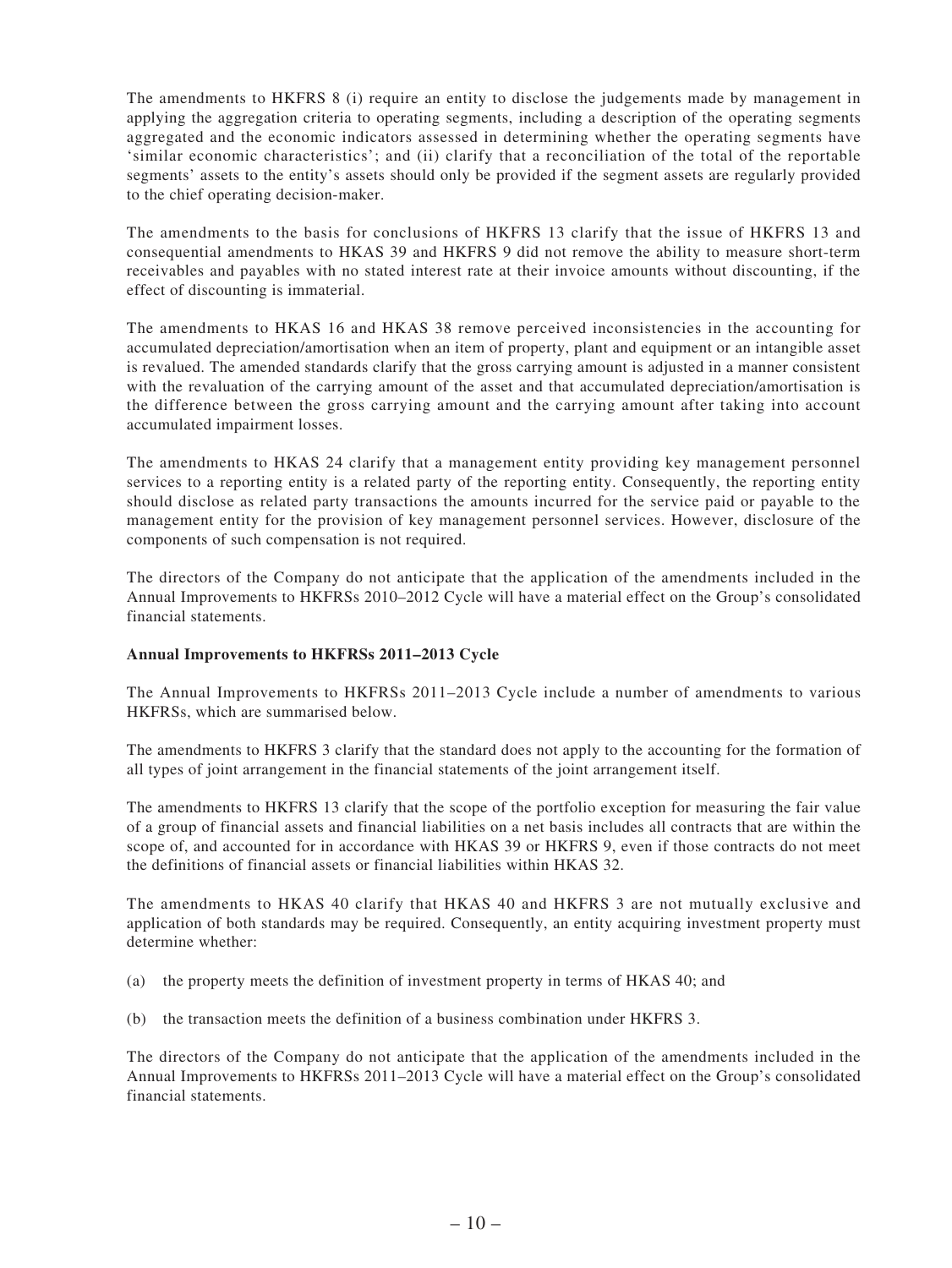The amendments to HKFRS 8 (i) require an entity to disclose the judgements made by management in applying the aggregation criteria to operating segments, including a description of the operating segments aggregated and the economic indicators assessed in determining whether the operating segments have 'similar economic characteristics'; and (ii) clarify that a reconciliation of the total of the reportable segments' assets to the entity's assets should only be provided if the segment assets are regularly provided to the chief operating decision-maker.

The amendments to the basis for conclusions of HKFRS 13 clarify that the issue of HKFRS 13 and consequential amendments to HKAS 39 and HKFRS 9 did not remove the ability to measure short-term receivables and payables with no stated interest rate at their invoice amounts without discounting, if the effect of discounting is immaterial.

The amendments to HKAS 16 and HKAS 38 remove perceived inconsistencies in the accounting for accumulated depreciation/amortisation when an item of property, plant and equipment or an intangible asset is revalued. The amended standards clarify that the gross carrying amount is adjusted in a manner consistent with the revaluation of the carrying amount of the asset and that accumulated depreciation/amortisation is the difference between the gross carrying amount and the carrying amount after taking into account accumulated impairment losses.

The amendments to HKAS 24 clarify that a management entity providing key management personnel services to a reporting entity is a related party of the reporting entity. Consequently, the reporting entity should disclose as related party transactions the amounts incurred for the service paid or payable to the management entity for the provision of key management personnel services. However, disclosure of the components of such compensation is not required.

The directors of the Company do not anticipate that the application of the amendments included in the Annual Improvements to HKFRSs 2010–2012 Cycle will have a material effect on the Group's consolidated financial statements.

**Annual Improvements to HKFRSs 2011–2013 Cycle**

The Annual Improvements to HKFRSs 2011–2013 Cycle include a number of amendments to various HKFRSs, which are summarised below.

The amendments to HKFRS 3 clarify that the standard does not apply to the accounting for the formation of all types of joint arrangement in the financial statements of the joint arrangement itself.

The amendments to HKFRS 13 clarify that the scope of the portfolio exception for measuring the fair value of a group of financial assets and financial liabilities on a net basis includes all contracts that are within the scope of, and accounted for in accordance with HKAS 39 or HKFRS 9, even if those contracts do not meet the definitions of financial assets or financial liabilities within HKAS 32.

The amendments to HKAS 40 clarify that HKAS 40 and HKFRS 3 are not mutually exclusive and application of both standards may be required. Consequently, an entity acquiring investment property must determine whether:

(a) the property meets the definition of investment property in terms of HKAS 40; and

(b) the transaction meets the definition of a business combination under HKFRS 3.

The directors of the Company do not anticipate that the application of the amendments included in the Annual Improvements to HKFRSs 2011–2013 Cycle will have a material effect on the Group's consolidated financial statements.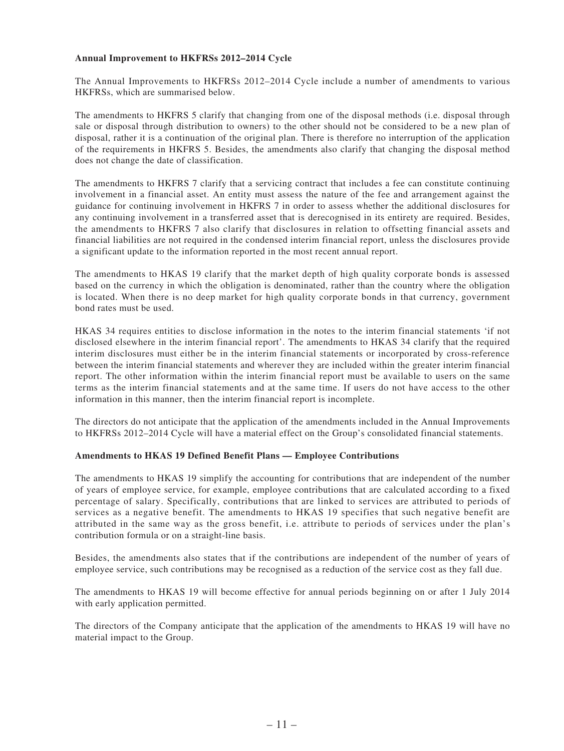**Annual Improvement to HKFRSs 2012–2014 Cycle**

The Annual Improvements to HKFRSs 2012–2014 Cycle include a number of amendments to various HKFRSs, which are summarised below.

The amendments to HKFRS 5 clarify that changing from one of the disposal methods (i.e. disposal through sale or disposal through distribution to owners) to the other should not be considered to be a new plan of disposal, rather it is a continuation of the original plan. There is therefore no interruption of the application of the requirements in HKFRS 5. Besides, the amendments also clarify that changing the disposal method does not change the date of classification.

The amendments to HKFRS 7 clarify that a servicing contract that includes a fee can constitute continuing involvement in a financial asset. An entity must assess the nature of the fee and arrangement against the guidance for continuing involvement in HKFRS 7 in order to assess whether the additional disclosures for any continuing involvement in a transferred asset that is derecognised in its entirety are required. Besides, the amendments to HKFRS 7 also clarify that disclosures in relation to offsetting financial assets and financial liabilities are not required in the condensed interim financial report, unless the disclosures provide a significant update to the information reported in the most recent annual report.

The amendments to HKAS 19 clarify that the market depth of high quality corporate bonds is assessed based on the currency in which the obligation is denominated, rather than the country where the obligation is located. When there is no deep market for high quality corporate bonds in that currency, government bond rates must be used.

HKAS 34 requires entities to disclose information in the notes to the interim financial statements 'if not disclosed elsewhere in the interim financial report'. The amendments to HKAS 34 clarify that the required interim disclosures must either be in the interim financial statements or incorporated by cross-reference between the interim financial statements and wherever they are included within the greater interim financial report. The other information within the interim financial report must be available to users on the same terms as the interim financial statements and at the same time. If users do not have access to the other information in this manner, then the interim financial report is incomplete.

The directors do not anticipate that the application of the amendments included in the Annual Improvements to HKFRSs 2012–2014 Cycle will have a material effect on the Group's consolidated financial statements.

**Amendments to HKAS 19 Defined Benefit Plans — Employee Contributions**

The amendments to HKAS 19 simplify the accounting for contributions that are independent of the number of years of employee service, for example, employee contributions that are calculated according to a fixed percentage of salary. Specifically, contributions that are linked to services are attributed to periods of services as a negative benefit. The amendments to HKAS 19 specifies that such negative benefit are attributed in the same way as the gross benefit, i.e. attribute to periods of services under the plan's contribution formula or on a straight-line basis.

Besides, the amendments also states that if the contributions are independent of the number of years of employee service, such contributions may be recognised as a reduction of the service cost as they fall due.

The amendments to HKAS 19 will become effective for annual periods beginning on or after 1 July 2014 with early application permitted.

The directors of the Company anticipate that the application of the amendments to HKAS 19 will have no material impact to the Group.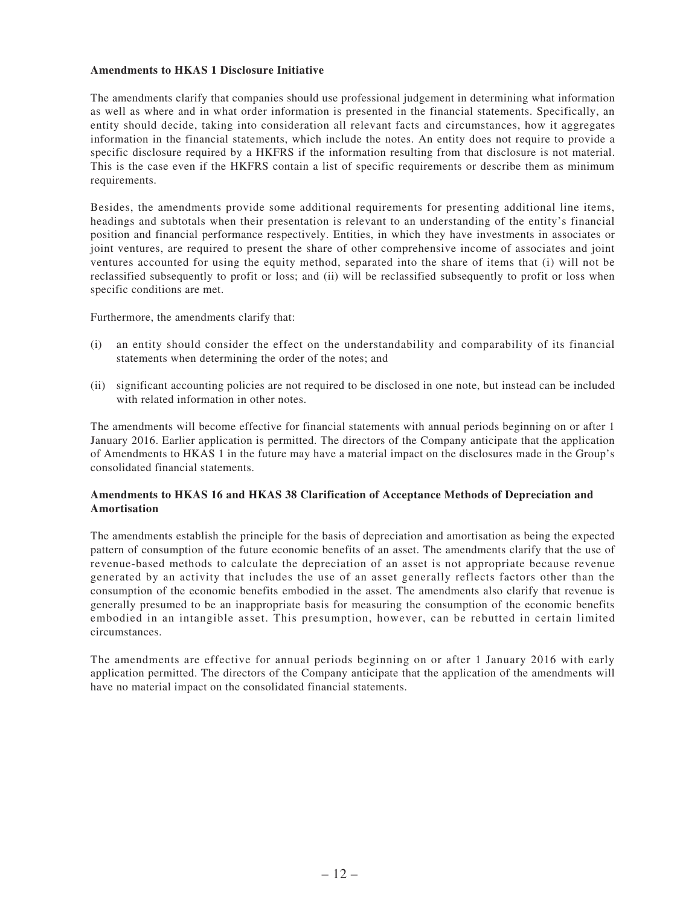**Amendments to HKAS 1 Disclosure Initiative**

The amendments clarify that companies should use professional judgement in determining what information as well as where and in what order information is presented in the financial statements. Specifically, an entity should decide, taking into consideration all relevant facts and circumstances, how it aggregates information in the financial statements, which include the notes. An entity does not require to provide a specific disclosure required by a HKFRS if the information resulting from that disclosure is not material. This is the case even if the HKFRS contain a list of specific requirements or describe them as minimum requirements.

Besides, the amendments provide some additional requirements for presenting additional line items, headings and subtotals when their presentation is relevant to an understanding of the entity's financial position and financial performance respectively. Entities, in which they have investments in associates or joint ventures, are required to present the share of other comprehensive income of associates and joint ventures accounted for using the equity method, separated into the share of items that (i) will not be reclassified subsequently to profit or loss; and (ii) will be reclassified subsequently to profit or loss when specific conditions are met.

Furthermore, the amendments clarify that:

(i) an entity should consider the effect on the understandability and comparability of its financial statements when determining the order of the notes; and

(ii) significant accounting policies are not required to be disclosed in one note, but instead can be included with related information in other notes.

The amendments will become effective for financial statements with annual periods beginning on or after 1 January 2016. Earlier application is permitted. The directors of the Company anticipate that the application of Amendments to HKAS 1 in the future may have a material impact on the disclosures made in the Group's consolidated financial statements.

**Amendments to HKAS 16 and HKAS 38 Clarification of Acceptance Methods of Depreciation and Amortisation**

The amendments establish the principle for the basis of depreciation and amortisation as being the expected pattern of consumption of the future economic benefits of an asset. The amendments clarify that the use of revenue-based methods to calculate the depreciation of an asset is not appropriate because revenue generated by an activity that includes the use of an asset generally reflects factors other than the consumption of the economic benefits embodied in the asset. The amendments also clarify that revenue is generally presumed to be an inappropriate basis for measuring the consumption of the economic benefits embodied in an intangible asset. This presumption, however, can be rebutted in certain limited circumstances.

The amendments are effective for annual periods beginning on or after 1 January 2016 with early application permitted. The directors of the Company anticipate that the application of the amendments will have no material impact on the consolidated financial statements.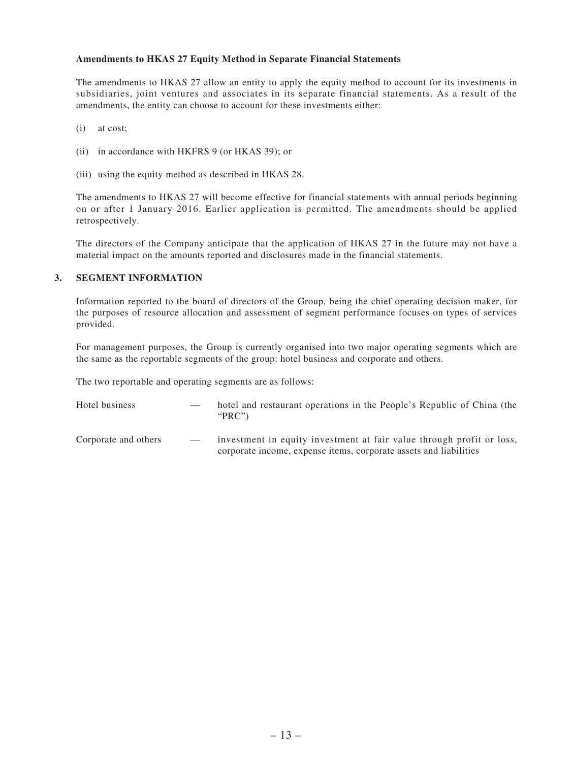**Amendments to HKAS 27 Equity Method in Separate Financial Statements**

The amendments to HKAS 27 allow an entity to apply the equity method to account for its investments in subsidiaries, joint ventures and associates in its separate financial statements. As a result of the amendments, the entity can choose to account for these investments either:

(i) at cost;

(ii) in accordance with HKFRS 9 (or HKAS 39); or

(iii) using the equity method as described in HKAS 28.

The amendments to HKAS 27 will become effective for financial statements with annual periods beginning on or after 1 January 2016. Earlier application is permitted. The amendments should be applied retrospectively.

The directors of the Company anticipate that the application of HKAS 27 in the future may not have a material impact on the amounts reported and disclosures made in the financial statements.

## 3. SEGMENT INFORMATION

Information reported to the board of directors of the Group, being the chief operating decision maker, for the purposes of resource allocation and assessment of segment performance focuses on types of services provided.

For management purposes, the Group is currently organised into two major operating segments which are the same as the reportable segments of the group: hotel business and corporate and others.

The two reportable and operating segments are as follows:

| | | |
|---|---|---|
| Hotel business | — | hotel and restaurant operations in the People's Republic of China (the "PRC") |
| Corporate and others | — | investment in equity investment at fair value through profit or loss, corporate income, expense items, corporate assets and liabilities |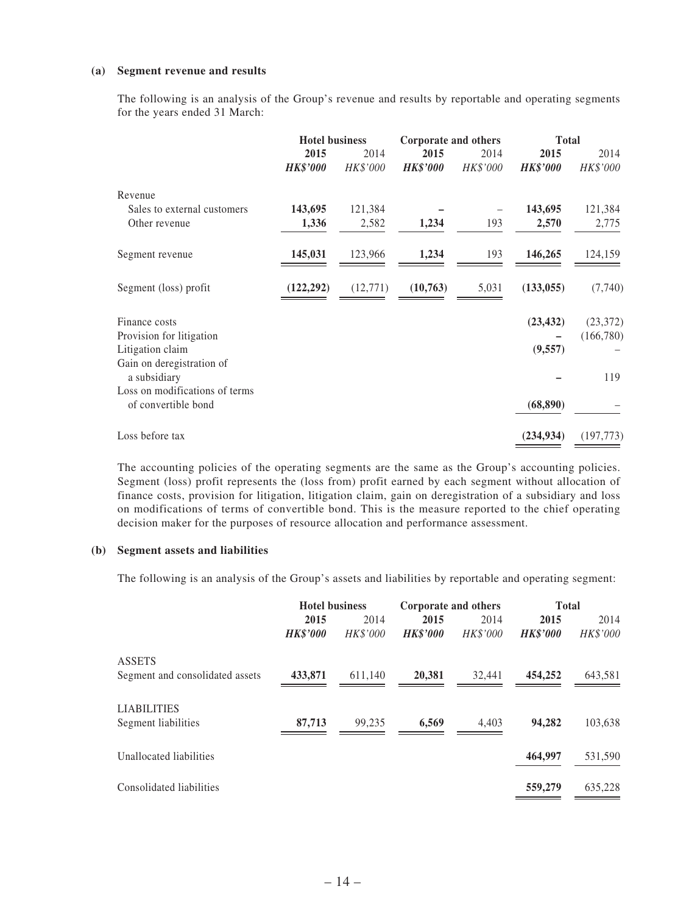**(a) Segment revenue and results**

The following is an analysis of the Group's revenue and results by reportable and operating segments for the years ended 31 March:

| | Hotel business | | Corporate and others | | Total | |
|---|---|---|---|---|---|---|
| | **2015** | 2014 | **2015** | 2014 | **2015** | 2014 |
| | ***HK$'000*** | *HK$'000* | ***HK$'000*** | *HK$'000* | ***HK$'000*** | *HK$'000* |
| Revenue | | | | | | |
| Sales to external customers | **143,695** | 121,384 | **–** | – | **143,695** | 121,384 |
| Other revenue | **1,336** | 2,582 | **1,234** | 193 | **2,570** | 2,775 |
| Segment revenue | **145,031** | 123,966 | **1,234** | 193 | **146,265** | 124,159 |
| Segment (loss) profit | **(122,292)** | (12,771) | **(10,763)** | 5,031 | **(133,055)** | (7,740) |
| Finance costs | | | | | **(23,432)** | (23,372) |
| Provision for litigation | | | | | **–** | (166,780) |
| Litigation claim | | | | | **(9,557)** | – |
| Gain on deregistration of a subsidiary | | | | | **–** | 119 |
| Loss on modifications of terms of convertible bond | | | | | **(68,890)** | – |
| Loss before tax | | | | | **(234,934)** | (197,773) |

The accounting policies of the operating segments are the same as the Group's accounting policies. Segment (loss) profit represents the (loss from) profit earned by each segment without allocation of finance costs, provision for litigation, litigation claim, gain on deregistration of a subsidiary and loss on modifications of terms of convertible bond. This is the measure reported to the chief operating decision maker for the purposes of resource allocation and performance assessment.

**(b) Segment assets and liabilities**

The following is an analysis of the Group's assets and liabilities by reportable and operating segment:

| | Hotel business | | Corporate and others | | Total | |
|---|---|---|---|---|---|---|
| | **2015** | 2014 | **2015** | 2014 | **2015** | 2014 |
| | ***HK$'000*** | *HK$'000* | ***HK$'000*** | *HK$'000* | ***HK$'000*** | *HK$'000* |
| ASSETS | | | | | | |
| Segment and consolidated assets | **433,871** | 611,140 | **20,381** | 32,441 | **454,252** | 643,581 |
| LIABILITIES | | | | | | |
| Segment liabilities | **87,713** | 99,235 | **6,569** | 4,403 | **94,282** | 103,638 |
| Unallocated liabilities | | | | | **464,997** | 531,590 |
| Consolidated liabilities | | | | | **559,279** | 635,228 |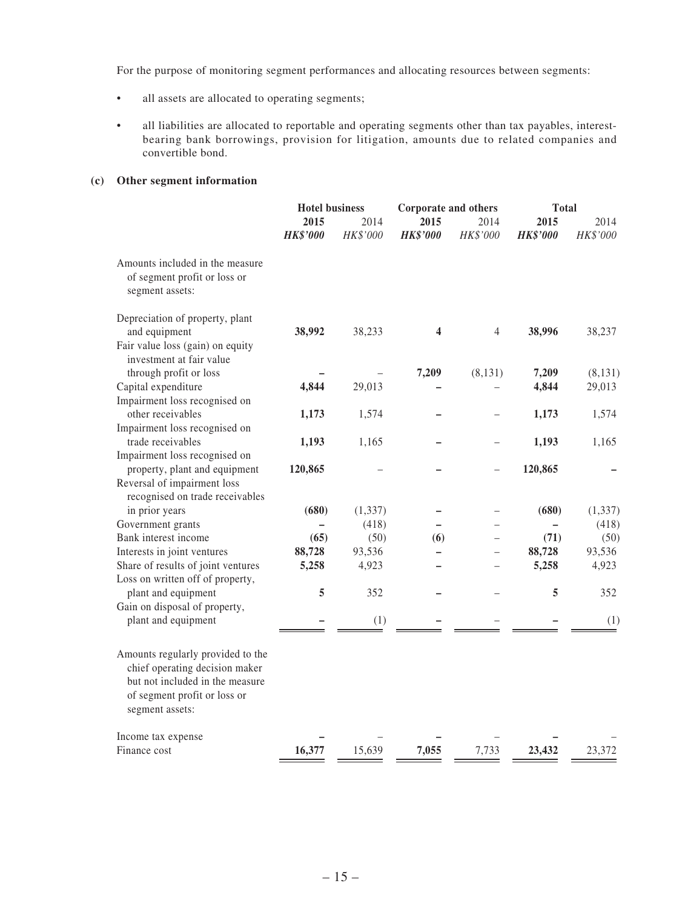For the purpose of monitoring segment performances and allocating resources between segments:

- all assets are allocated to operating segments;
- all liabilities are allocated to reportable and operating segments other than tax payables, interest-bearing bank borrowings, provision for litigation, amounts due to related companies and convertible bond.

**(c) Other segment information**

| | Hotel business | | Corporate and others | | Total | |
|---|---|---|---|---|---|---|
| | **2015** | 2014 | **2015** | 2014 | **2015** | 2014 |
| | ***HK$'000*** | *HK$'000* | ***HK$'000*** | *HK$'000* | ***HK$'000*** | *HK$'000* |
| Amounts included in the measure of segment profit or loss or segment assets: | | | | | | |
| Depreciation of property, plant and equipment | **38,992** | 38,233 | **4** | 4 | **38,996** | 38,237 |
| Fair value loss (gain) on equity investment at fair value through profit or loss | **–** | – | **7,209** | (8,131) | **7,209** | (8,131) |
| Capital expenditure | **4,844** | 29,013 | **–** | – | **4,844** | 29,013 |
| Impairment loss recognised on other receivables | **1,173** | 1,574 | **–** | – | **1,173** | 1,574 |
| Impairment loss recognised on trade receivables | **1,193** | 1,165 | **–** | – | **1,193** | 1,165 |
| Impairment loss recognised on property, plant and equipment | **120,865** | – | **–** | – | **120,865** | **–** |
| Reversal of impairment loss recognised on trade receivables in prior years | **(680)** | (1,337) | **–** | – | **(680)** | (1,337) |
| Government grants | **–** | (418) | **–** | – | **–** | (418) |
| Bank interest income | **(65)** | (50) | **(6)** | – | **(71)** | (50) |
| Interests in joint ventures | **88,728** | 93,536 | **–** | – | **88,728** | 93,536 |
| Share of results of joint ventures | **5,258** | 4,923 | **–** | – | **5,258** | 4,923 |
| Loss on written off of property, plant and equipment | **5** | 352 | **–** | – | **5** | 352 |
| Gain on disposal of property, plant and equipment | **–** | (1) | **–** | – | **–** | (1) |
| Amounts regularly provided to the chief operating decision maker but not included in the measure of segment profit or loss or segment assets: | | | | | | |
| Income tax expense | **–** | – | **–** | – | **–** | – |
| Finance cost | **16,377** | 15,639 | **7,055** | 7,733 | **23,432** | 23,372 |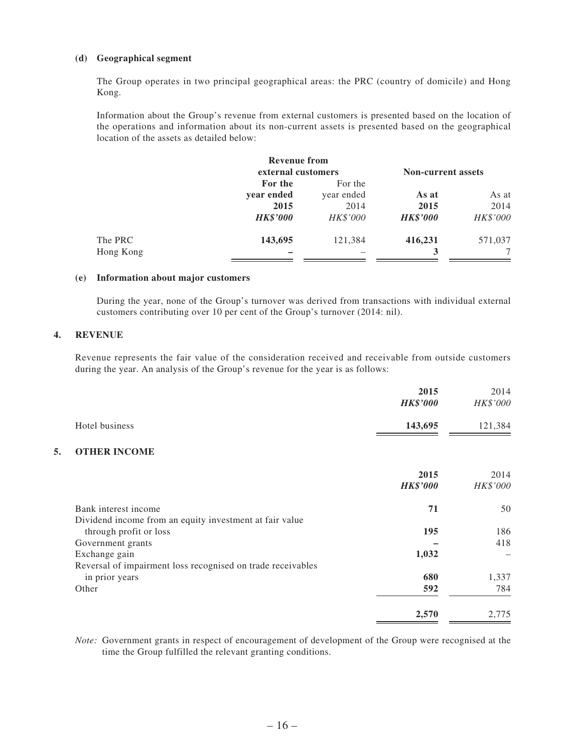**(d) Geographical segment**

The Group operates in two principal geographical areas: the PRC (country of domicile) and Hong Kong.

Information about the Group's revenue from external customers is presented based on the location of the operations and information about its non-current assets is presented based on the geographical location of the assets as detailed below:

| | **Revenue from external customers** | | **Non-current assets** | |
|---|---|---|---|---|
| | **For the year ended 2015** | For the year ended 2014 | **As at 2015** | As at 2014 |
| | ***HK$'000*** | *HK$'000* | ***HK$'000*** | *HK$'000* |
| The PRC | **143,695** | 121,384 | **416,231** | 571,037 |
| Hong Kong | **–** | – | **3** | 7 |

**(e) Information about major customers**

During the year, none of the Group's turnover was derived from transactions with individual external customers contributing over 10 per cent of the Group's turnover (2014: nil).

## 4. REVENUE

Revenue represents the fair value of the consideration received and receivable from outside customers during the year. An analysis of the Group's revenue for the year is as follows:

| | **2015** | 2014 |
|---|---|---|
| | ***HK$'000*** | *HK$'000* |
| Hotel business | **143,695** | 121,384 |

## 5. OTHER INCOME

| | **2015** | 2014 |
|---|---|---|
| | ***HK$'000*** | *HK$'000* |
| Bank interest income | **71** | 50 |
| Dividend income from an equity investment at fair value through profit or loss | **195** | 186 |
| Government grants | **–** | 418 |
| Exchange gain | **1,032** | – |
| Reversal of impairment loss recognised on trade receivables in prior years | **680** | 1,337 |
| Other | **592** | 784 |
| | **2,570** | 2,775 |

*Note:* Government grants in respect of encouragement of development of the Group were recognised at the time the Group fulfilled the relevant granting conditions.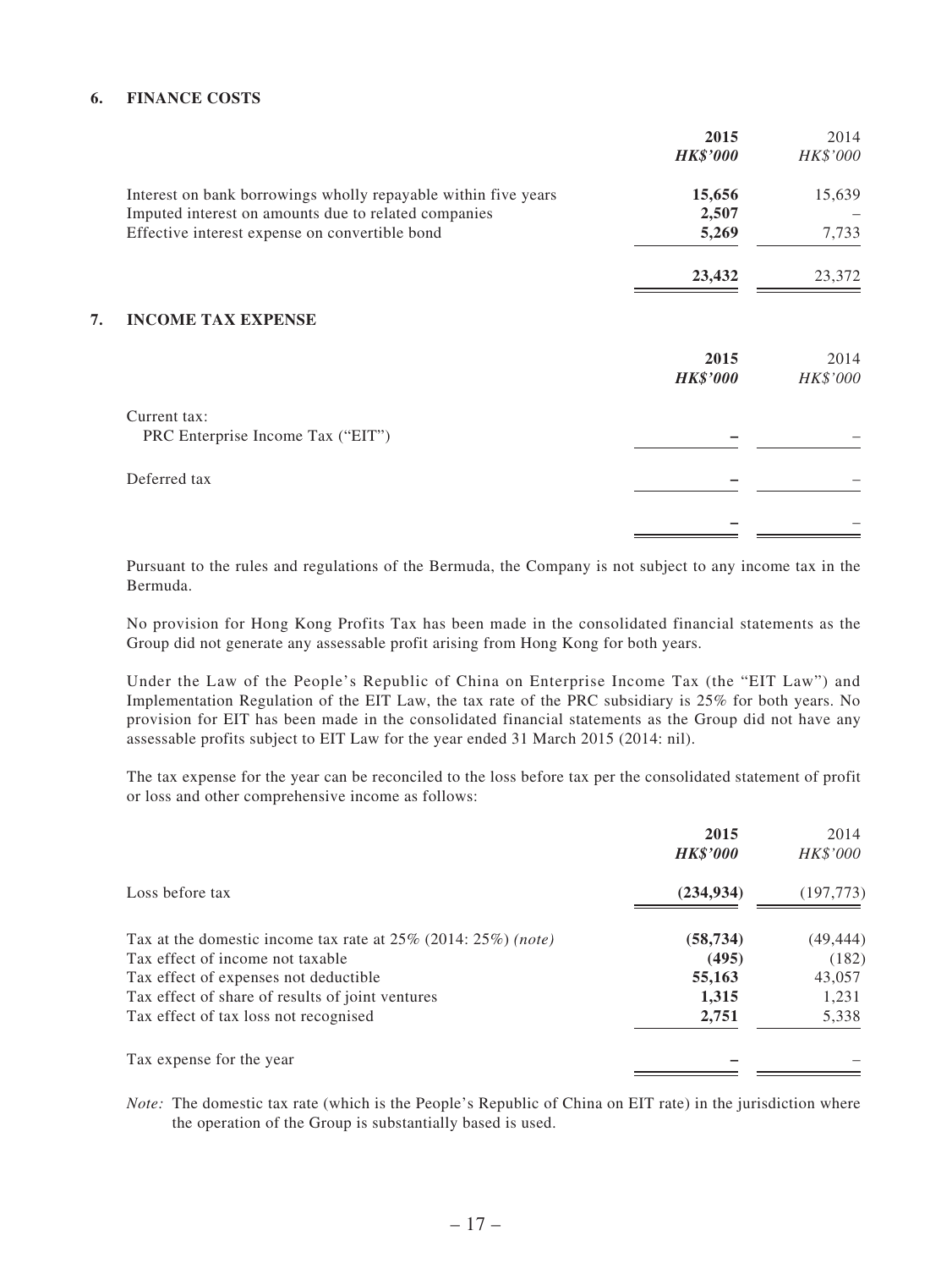## 6. FINANCE COSTS

| | **2015** | 2014 |
|---|---|---|
| | ***HK$'000*** | *HK$'000* |
| Interest on bank borrowings wholly repayable within five years | **15,656** | 15,639 |
| Imputed interest on amounts due to related companies | **2,507** | – |
| Effective interest expense on convertible bond | **5,269** | 7,733 |
| | **23,432** | 23,372 |

## 7. INCOME TAX EXPENSE

| | **2015** | 2014 |
|---|---|---|
| | ***HK$'000*** | *HK$'000* |
| Current tax: | | |
| PRC Enterprise Income Tax ("EIT") | **–** | – |
| Deferred tax | **–** | – |
| | **–** | – |

Pursuant to the rules and regulations of the Bermuda, the Company is not subject to any income tax in the Bermuda.

No provision for Hong Kong Profits Tax has been made in the consolidated financial statements as the Group did not generate any assessable profit arising from Hong Kong for both years.

Under the Law of the People's Republic of China on Enterprise Income Tax (the "EIT Law") and Implementation Regulation of the EIT Law, the tax rate of the PRC subsidiary is 25% for both years. No provision for EIT has been made in the consolidated financial statements as the Group did not have any assessable profits subject to EIT Law for the year ended 31 March 2015 (2014: nil).

The tax expense for the year can be reconciled to the loss before tax per the consolidated statement of profit or loss and other comprehensive income as follows:

| | **2015** | 2014 |
|---|---|---|
| | ***HK$'000*** | *HK$'000* |
| Loss before tax | **(234,934)** | (197,773) |
| Tax at the domestic income tax rate at 25% (2014: 25%) *(note)* | **(58,734)** | (49,444) |
| Tax effect of income not taxable | **(495)** | (182) |
| Tax effect of expenses not deductible | **55,163** | 43,057 |
| Tax effect of share of results of joint ventures | **1,315** | 1,231 |
| Tax effect of tax loss not recognised | **2,751** | 5,338 |
| Tax expense for the year | **–** | – |

*Note:* The domestic tax rate (which is the People's Republic of China on EIT rate) in the jurisdiction where the operation of the Group is substantially based is used.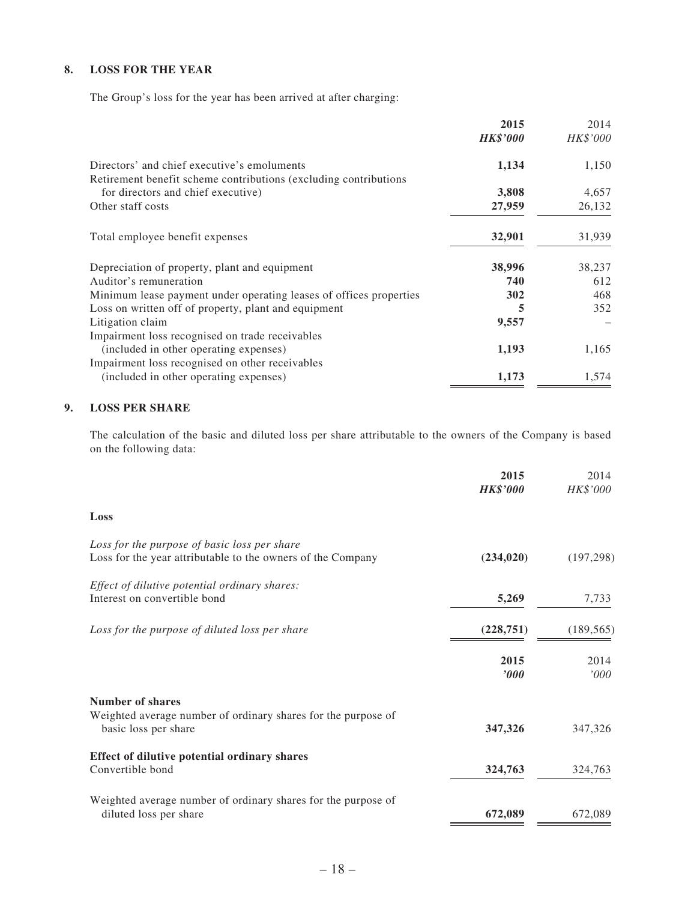## 8. LOSS FOR THE YEAR

The Group's loss for the year has been arrived at after charging:

| | 2015 | 2014 |
|---|---|---|
| | ***HK$'000*** | *HK$'000* |
| Directors' and chief executive's emoluments | **1,134** | 1,150 |
| Retirement benefit scheme contributions (excluding contributions for directors and chief executive) | **3,808** | 4,657 |
| Other staff costs | **27,959** | 26,132 |
| Total employee benefit expenses | **32,901** | 31,939 |
| Depreciation of property, plant and equipment | **38,996** | 38,237 |
| Auditor's remuneration | **740** | 612 |
| Minimum lease payment under operating leases of offices properties | **302** | 468 |
| Loss on written off of property, plant and equipment | **5** | 352 |
| Litigation claim | **9,557** | – |
| Impairment loss recognised on trade receivables (included in other operating expenses) | **1,193** | 1,165 |
| Impairment loss recognised on other receivables (included in other operating expenses) | **1,173** | 1,574 |

## 9. LOSS PER SHARE

The calculation of the basic and diluted loss per share attributable to the owners of the Company is based on the following data:

| | 2015 | 2014 |
|---|---|---|
| | ***HK$'000*** | *HK$'000* |
| **Loss** | | |
| *Loss for the purpose of basic loss per share* | | |
| Loss for the year attributable to the owners of the Company | **(234,020)** | (197,298) |
| *Effect of dilutive potential ordinary shares:* | | |
| Interest on convertible bond | **5,269** | 7,733 |
| *Loss for the purpose of diluted loss per share* | **(228,751)** | (189,565) |

| | 2015 | 2014 |
|---|---|---|
| | ***'000*** | *'000* |
| **Number of shares** | | |
| Weighted average number of ordinary shares for the purpose of basic loss per share | **347,326** | 347,326 |
| **Effect of dilutive potential ordinary shares** | | |
| Convertible bond | **324,763** | 324,763 |
| Weighted average number of ordinary shares for the purpose of diluted loss per share | **672,089** | 672,089 |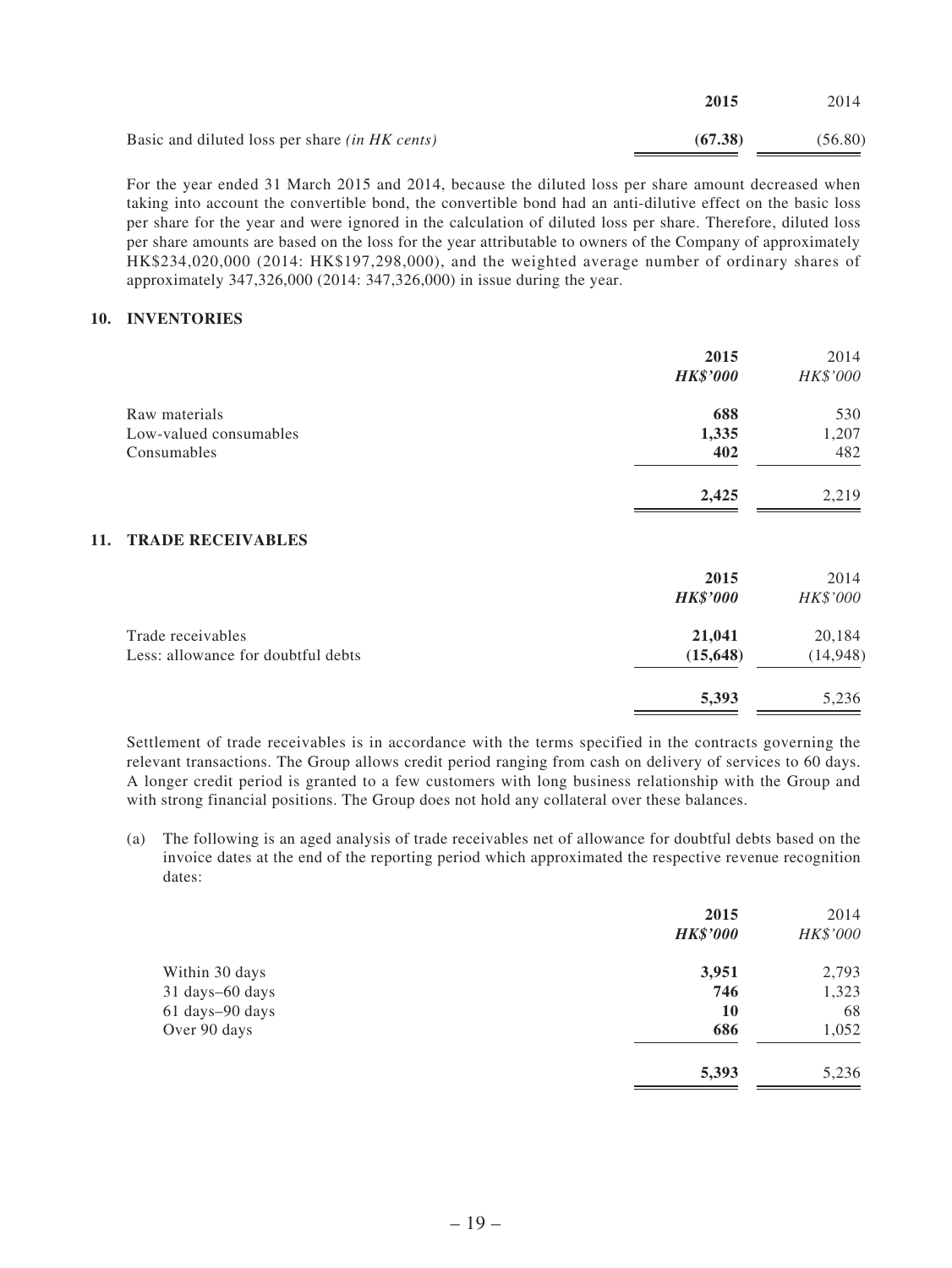| | 2015 | 2014 |
|---|---|---|
| Basic and diluted loss per share *(in HK cents)* | **(67.38)** | (56.80) |

For the year ended 31 March 2015 and 2014, because the diluted loss per share amount decreased when taking into account the convertible bond, the convertible bond had an anti-dilutive effect on the basic loss per share for the year and were ignored in the calculation of diluted loss per share. Therefore, diluted loss per share amounts are based on the loss for the year attributable to owners of the Company of approximately HK$234,020,000 (2014: HK$197,298,000), and the weighted average number of ordinary shares of approximately 347,326,000 (2014: 347,326,000) in issue during the year.

## 10. INVENTORIES

| | 2015<br>*HK$'000* | 2014<br>*HK$'000* |
|---|---|---|
| Raw materials | **688** | 530 |
| Low-valued consumables | **1,335** | 1,207 |
| Consumables | **402** | 482 |
| | **2,425** | 2,219 |

## 11. TRADE RECEIVABLES

| | 2015<br>*HK$'000* | 2014<br>*HK$'000* |
|---|---|---|
| Trade receivables | **21,041** | 20,184 |
| Less: allowance for doubtful debts | **(15,648)** | (14,948) |
| | **5,393** | 5,236 |

Settlement of trade receivables is in accordance with the terms specified in the contracts governing the relevant transactions. The Group allows credit period ranging from cash on delivery of services to 60 days. A longer credit period is granted to a few customers with long business relationship with the Group and with strong financial positions. The Group does not hold any collateral over these balances.

(a) The following is an aged analysis of trade receivables net of allowance for doubtful debts based on the invoice dates at the end of the reporting period which approximated the respective revenue recognition dates:

| | 2015<br>*HK$'000* | 2014<br>*HK$'000* |
|---|---|---|
| Within 30 days | **3,951** | 2,793 |
| 31 days–60 days | **746** | 1,323 |
| 61 days–90 days | **10** | 68 |
| Over 90 days | **686** | 1,052 |
| | **5,393** | 5,236 |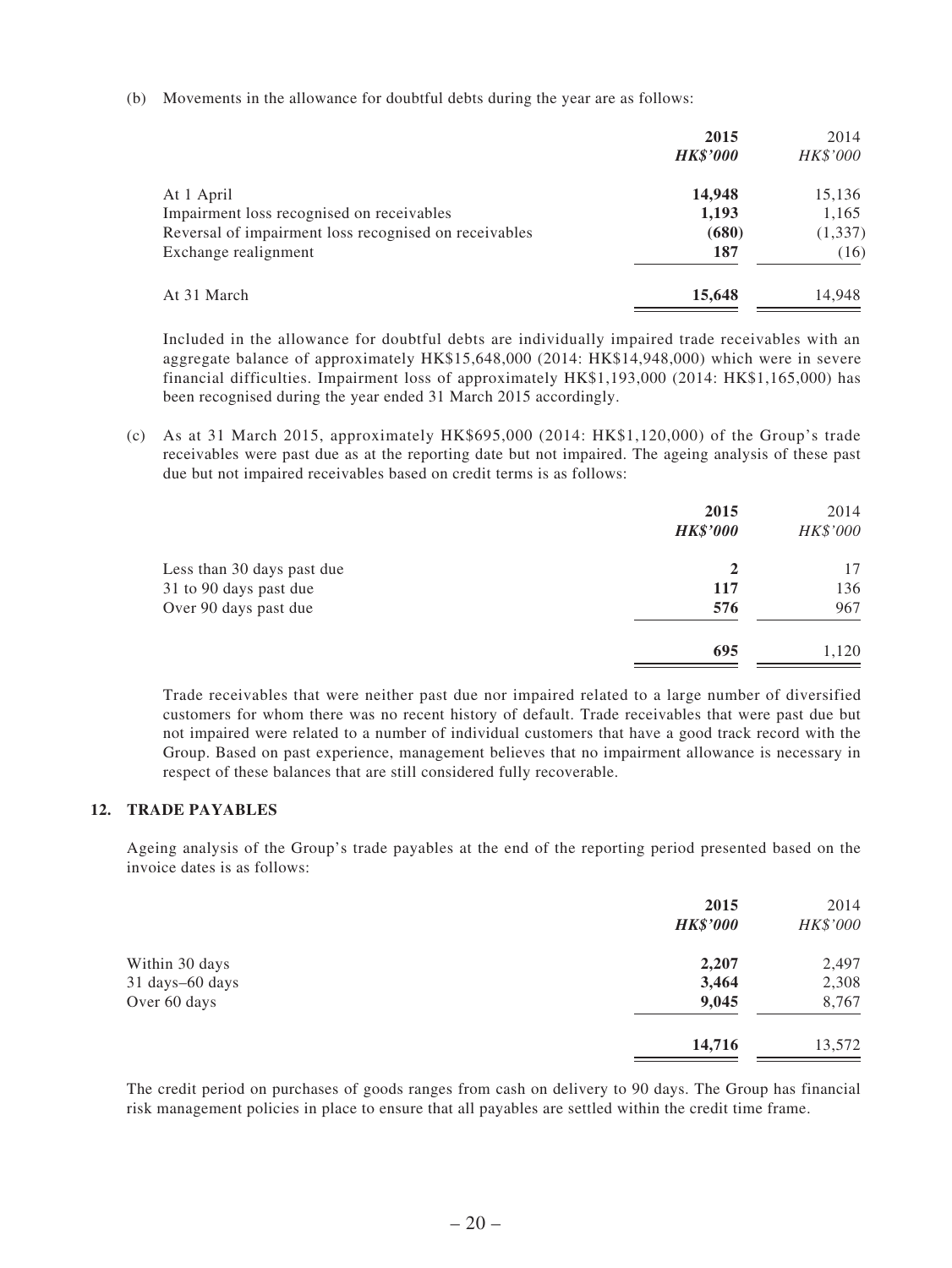(b) Movements in the allowance for doubtful debts during the year are as follows:

| | 2015 | 2014 |
|---|---|---|
| | ***HK$'000*** | *HK$'000* |
| At 1 April | **14,948** | 15,136 |
| Impairment loss recognised on receivables | **1,193** | 1,165 |
| Reversal of impairment loss recognised on receivables | **(680)** | (1,337) |
| Exchange realignment | **187** | (16) |
| At 31 March | **15,648** | 14,948 |

Included in the allowance for doubtful debts are individually impaired trade receivables with an aggregate balance of approximately HK$15,648,000 (2014: HK$14,948,000) which were in severe financial difficulties. Impairment loss of approximately HK$1,193,000 (2014: HK$1,165,000) has been recognised during the year ended 31 March 2015 accordingly.

(c) As at 31 March 2015, approximately HK$695,000 (2014: HK$1,120,000) of the Group's trade receivables were past due as at the reporting date but not impaired. The ageing analysis of these past due but not impaired receivables based on credit terms is as follows:

| | 2015 | 2014 |
|---|---|---|
| | ***HK$'000*** | *HK$'000* |
| Less than 30 days past due | **2** | 17 |
| 31 to 90 days past due | **117** | 136 |
| Over 90 days past due | **576** | 967 |
| | **695** | 1,120 |

Trade receivables that were neither past due nor impaired related to a large number of diversified customers for whom there was no recent history of default. Trade receivables that were past due but not impaired were related to a number of individual customers that have a good track record with the Group. Based on past experience, management believes that no impairment allowance is necessary in respect of these balances that are still considered fully recoverable.

## 12. TRADE PAYABLES

Ageing analysis of the Group's trade payables at the end of the reporting period presented based on the invoice dates is as follows:

| | 2015 | 2014 |
|---|---|---|
| | ***HK$'000*** | *HK$'000* |
| Within 30 days | **2,207** | 2,497 |
| 31 days–60 days | **3,464** | 2,308 |
| Over 60 days | **9,045** | 8,767 |
| | **14,716** | 13,572 |

The credit period on purchases of goods ranges from cash on delivery to 90 days. The Group has financial risk management policies in place to ensure that all payables are settled within the credit time frame.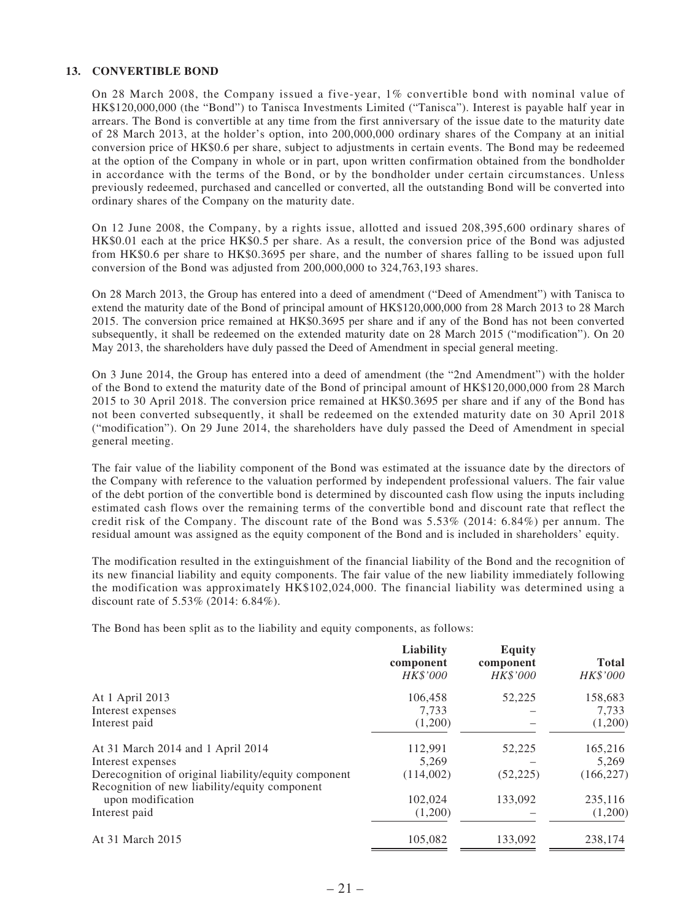### 13. CONVERTIBLE BOND

On 28 March 2008, the Company issued a five-year, 1% convertible bond with nominal value of HK$120,000,000 (the "Bond") to Tanisca Investments Limited ("Tanisca"). Interest is payable half year in arrears. The Bond is convertible at any time from the first anniversary of the issue date to the maturity date of 28 March 2013, at the holder's option, into 200,000,000 ordinary shares of the Company at an initial conversion price of HK$0.6 per share, subject to adjustments in certain events. The Bond may be redeemed at the option of the Company in whole or in part, upon written confirmation obtained from the bondholder in accordance with the terms of the Bond, or by the bondholder under certain circumstances. Unless previously redeemed, purchased and cancelled or converted, all the outstanding Bond will be converted into ordinary shares of the Company on the maturity date.

On 12 June 2008, the Company, by a rights issue, allotted and issued 208,395,600 ordinary shares of HK$0.01 each at the price HK$0.5 per share. As a result, the conversion price of the Bond was adjusted from HK$0.6 per share to HK$0.3695 per share, and the number of shares falling to be issued upon full conversion of the Bond was adjusted from 200,000,000 to 324,763,193 shares.

On 28 March 2013, the Group has entered into a deed of amendment ("Deed of Amendment") with Tanisca to extend the maturity date of the Bond of principal amount of HK$120,000,000 from 28 March 2013 to 28 March 2015. The conversion price remained at HK$0.3695 per share and if any of the Bond has not been converted subsequently, it shall be redeemed on the extended maturity date on 28 March 2015 ("modification"). On 20 May 2013, the shareholders have duly passed the Deed of Amendment in special general meeting.

On 3 June 2014, the Group has entered into a deed of amendment (the "2nd Amendment") with the holder of the Bond to extend the maturity date of the Bond of principal amount of HK$120,000,000 from 28 March 2015 to 30 April 2018. The conversion price remained at HK$0.3695 per share and if any of the Bond has not been converted subsequently, it shall be redeemed on the extended maturity date on 30 April 2018 ("modification"). On 29 June 2014, the shareholders have duly passed the Deed of Amendment in special general meeting.

The fair value of the liability component of the Bond was estimated at the issuance date by the directors of the Company with reference to the valuation performed by independent professional valuers. The fair value of the debt portion of the convertible bond is determined by discounted cash flow using the inputs including estimated cash flows over the remaining terms of the convertible bond and discount rate that reflect the credit risk of the Company. The discount rate of the Bond was 5.53% (2014: 6.84%) per annum. The residual amount was assigned as the equity component of the Bond and is included in shareholders' equity.

The modification resulted in the extinguishment of the financial liability of the Bond and the recognition of its new financial liability and equity components. The fair value of the new liability immediately following the modification was approximately HK$102,024,000. The financial liability was determined using a discount rate of 5.53% (2014: 6.84%).

The Bond has been split as to the liability and equity components, as follows:

| | Liability component *HK$'000* | Equity component *HK$'000* | Total *HK$'000* |
|---|---|---|---|
| At 1 April 2013 | 106,458 | 52,225 | 158,683 |
| Interest expenses | 7,733 | – | 7,733 |
| Interest paid | (1,200) | – | (1,200) |
| At 31 March 2014 and 1 April 2014 | 112,991 | 52,225 | 165,216 |
| Interest expenses | 5,269 | – | 5,269 |
| Derecognition of original liability/equity component | (114,002) | (52,225) | (166,227) |
| Recognition of new liability/equity component upon modification | 102,024 | 133,092 | 235,116 |
| Interest paid | (1,200) | – | (1,200) |
| At 31 March 2015 | 105,082 | 133,092 | 238,174 |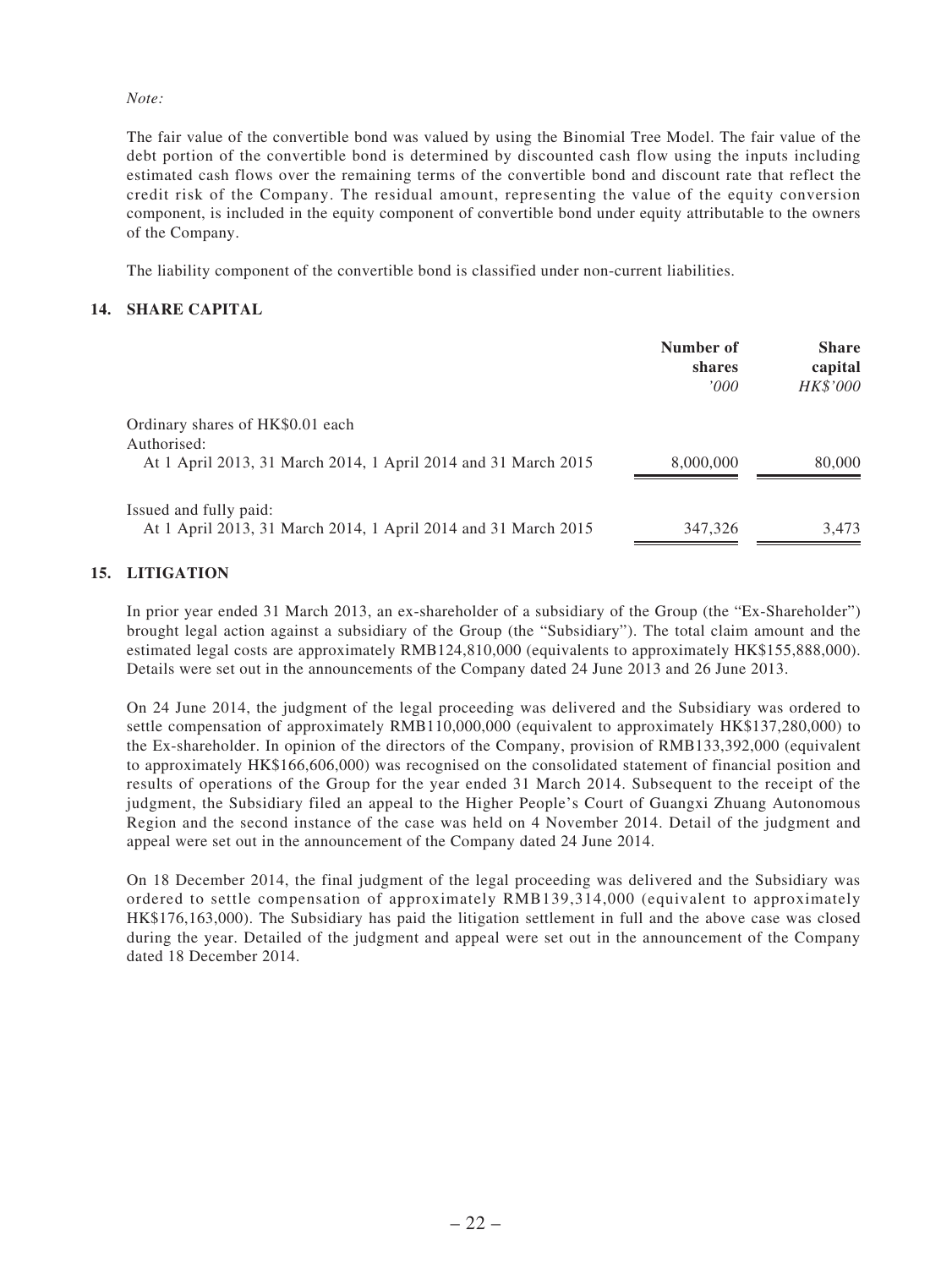*Note:*

The fair value of the convertible bond was valued by using the Binomial Tree Model. The fair value of the debt portion of the convertible bond is determined by discounted cash flow using the inputs including estimated cash flows over the remaining terms of the convertible bond and discount rate that reflect the credit risk of the Company. The residual amount, representing the value of the equity conversion component, is included in the equity component of convertible bond under equity attributable to the owners of the Company.

The liability component of the convertible bond is classified under non-current liabilities.

## 14. SHARE CAPITAL

| | **Number of shares** *'000* | **Share capital** *HK$'000* |
|---|---|---|
| Ordinary shares of HK$0.01 each | | |
| Authorised: | | |
| At 1 April 2013, 31 March 2014, 1 April 2014 and 31 March 2015 | 8,000,000 | 80,000 |
| Issued and fully paid: | | |
| At 1 April 2013, 31 March 2014, 1 April 2014 and 31 March 2015 | 347,326 | 3,473 |

## 15. LITIGATION

In prior year ended 31 March 2013, an ex-shareholder of a subsidiary of the Group (the "Ex-Shareholder") brought legal action against a subsidiary of the Group (the "Subsidiary"). The total claim amount and the estimated legal costs are approximately RMB124,810,000 (equivalents to approximately HK$155,888,000). Details were set out in the announcements of the Company dated 24 June 2013 and 26 June 2013.

On 24 June 2014, the judgment of the legal proceeding was delivered and the Subsidiary was ordered to settle compensation of approximately RMB110,000,000 (equivalent to approximately HK$137,280,000) to the Ex-shareholder. In opinion of the directors of the Company, provision of RMB133,392,000 (equivalent to approximately HK$166,606,000) was recognised on the consolidated statement of financial position and results of operations of the Group for the year ended 31 March 2014. Subsequent to the receipt of the judgment, the Subsidiary filed an appeal to the Higher People's Court of Guangxi Zhuang Autonomous Region and the second instance of the case was held on 4 November 2014. Detail of the judgment and appeal were set out in the announcement of the Company dated 24 June 2014.

On 18 December 2014, the final judgment of the legal proceeding was delivered and the Subsidiary was ordered to settle compensation of approximately RMB139,314,000 (equivalent to approximately HK$176,163,000). The Subsidiary has paid the litigation settlement in full and the above case was closed during the year. Detailed of the judgment and appeal were set out in the announcement of the Company dated 18 December 2014.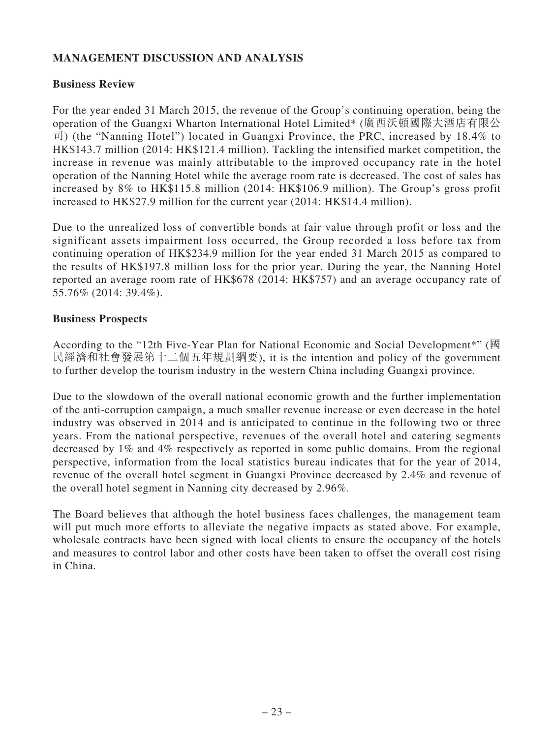## MANAGEMENT DISCUSSION AND ANALYSIS

### Business Review

For the year ended 31 March 2015, the revenue of the Group's continuing operation, being the operation of the Guangxi Wharton International Hotel Limited* (廣西沃頓國際大酒店有限公司) (the "Nanning Hotel") located in Guangxi Province, the PRC, increased by 18.4% to HK$143.7 million (2014: HK$121.4 million). Tackling the intensified market competition, the increase in revenue was mainly attributable to the improved occupancy rate in the hotel operation of the Nanning Hotel while the average room rate is decreased. The cost of sales has increased by 8% to HK$115.8 million (2014: HK$106.9 million). The Group's gross profit increased to HK$27.9 million for the current year (2014: HK$14.4 million).

Due to the unrealized loss of convertible bonds at fair value through profit or loss and the significant assets impairment loss occurred, the Group recorded a loss before tax from continuing operation of HK$234.9 million for the year ended 31 March 2015 as compared to the results of HK$197.8 million loss for the prior year. During the year, the Nanning Hotel reported an average room rate of HK$678 (2014: HK$757) and an average occupancy rate of 55.76% (2014: 39.4%).

### Business Prospects

According to the "12th Five-Year Plan for National Economic and Social Development*" (國民經濟和社會發展第十二個五年規劃綱要), it is the intention and policy of the government to further develop the tourism industry in the western China including Guangxi province.

Due to the slowdown of the overall national economic growth and the further implementation of the anti-corruption campaign, a much smaller revenue increase or even decrease in the hotel industry was observed in 2014 and is anticipated to continue in the following two or three years. From the national perspective, revenues of the overall hotel and catering segments decreased by 1% and 4% respectively as reported in some public domains. From the regional perspective, information from the local statistics bureau indicates that for the year of 2014, revenue of the overall hotel segment in Guangxi Province decreased by 2.4% and revenue of the overall hotel segment in Nanning city decreased by 2.96%.

The Board believes that although the hotel business faces challenges, the management team will put much more efforts to alleviate the negative impacts as stated above. For example, wholesale contracts have been signed with local clients to ensure the occupancy of the hotels and measures to control labor and other costs have been taken to offset the overall cost rising in China.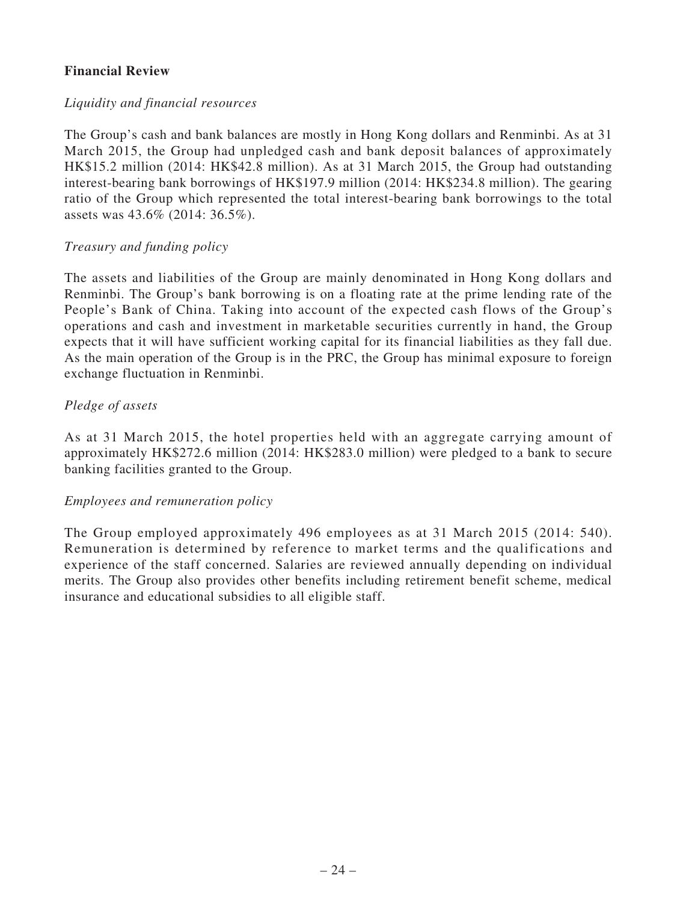**Financial Review**

*Liquidity and financial resources*

The Group's cash and bank balances are mostly in Hong Kong dollars and Renminbi. As at 31 March 2015, the Group had unpledged cash and bank deposit balances of approximately HK$15.2 million (2014: HK$42.8 million). As at 31 March 2015, the Group had outstanding interest-bearing bank borrowings of HK$197.9 million (2014: HK$234.8 million). The gearing ratio of the Group which represented the total interest-bearing bank borrowings to the total assets was 43.6% (2014: 36.5%).

*Treasury and funding policy*

The assets and liabilities of the Group are mainly denominated in Hong Kong dollars and Renminbi. The Group's bank borrowing is on a floating rate at the prime lending rate of the People's Bank of China. Taking into account of the expected cash flows of the Group's operations and cash and investment in marketable securities currently in hand, the Group expects that it will have sufficient working capital for its financial liabilities as they fall due. As the main operation of the Group is in the PRC, the Group has minimal exposure to foreign exchange fluctuation in Renminbi.

*Pledge of assets*

As at 31 March 2015, the hotel properties held with an aggregate carrying amount of approximately HK$272.6 million (2014: HK$283.0 million) were pledged to a bank to secure banking facilities granted to the Group.

*Employees and remuneration policy*

The Group employed approximately 496 employees as at 31 March 2015 (2014: 540). Remuneration is determined by reference to market terms and the qualifications and experience of the staff concerned. Salaries are reviewed annually depending on individual merits. The Group also provides other benefits including retirement benefit scheme, medical insurance and educational subsidies to all eligible staff.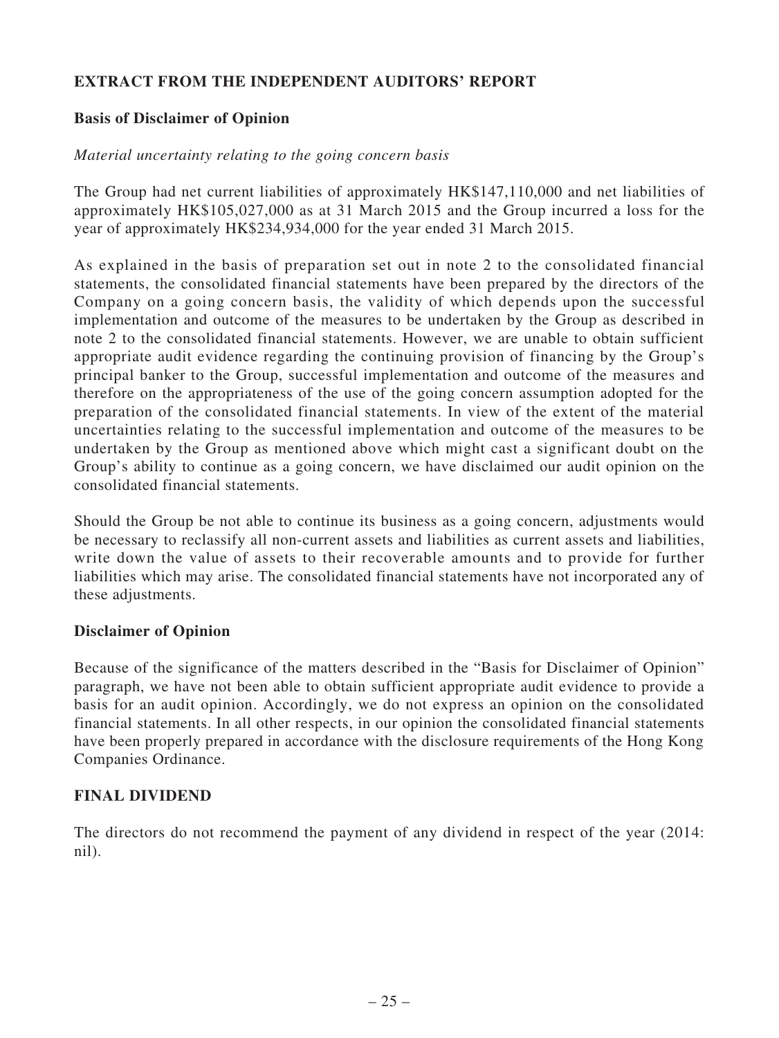## EXTRACT FROM THE INDEPENDENT AUDITORS' REPORT

### Basis of Disclaimer of Opinion

*Material uncertainty relating to the going concern basis*

The Group had net current liabilities of approximately HK$147,110,000 and net liabilities of approximately HK$105,027,000 as at 31 March 2015 and the Group incurred a loss for the year of approximately HK$234,934,000 for the year ended 31 March 2015.

As explained in the basis of preparation set out in note 2 to the consolidated financial statements, the consolidated financial statements have been prepared by the directors of the Company on a going concern basis, the validity of which depends upon the successful implementation and outcome of the measures to be undertaken by the Group as described in note 2 to the consolidated financial statements. However, we are unable to obtain sufficient appropriate audit evidence regarding the continuing provision of financing by the Group's principal banker to the Group, successful implementation and outcome of the measures and therefore on the appropriateness of the use of the going concern assumption adopted for the preparation of the consolidated financial statements. In view of the extent of the material uncertainties relating to the successful implementation and outcome of the measures to be undertaken by the Group as mentioned above which might cast a significant doubt on the Group's ability to continue as a going concern, we have disclaimed our audit opinion on the consolidated financial statements.

Should the Group be not able to continue its business as a going concern, adjustments would be necessary to reclassify all non-current assets and liabilities as current assets and liabilities, write down the value of assets to their recoverable amounts and to provide for further liabilities which may arise. The consolidated financial statements have not incorporated any of these adjustments.

### Disclaimer of Opinion

Because of the significance of the matters described in the "Basis for Disclaimer of Opinion" paragraph, we have not been able to obtain sufficient appropriate audit evidence to provide a basis for an audit opinion. Accordingly, we do not express an opinion on the consolidated financial statements. In all other respects, in our opinion the consolidated financial statements have been properly prepared in accordance with the disclosure requirements of the Hong Kong Companies Ordinance.

## FINAL DIVIDEND

The directors do not recommend the payment of any dividend in respect of the year (2014: nil).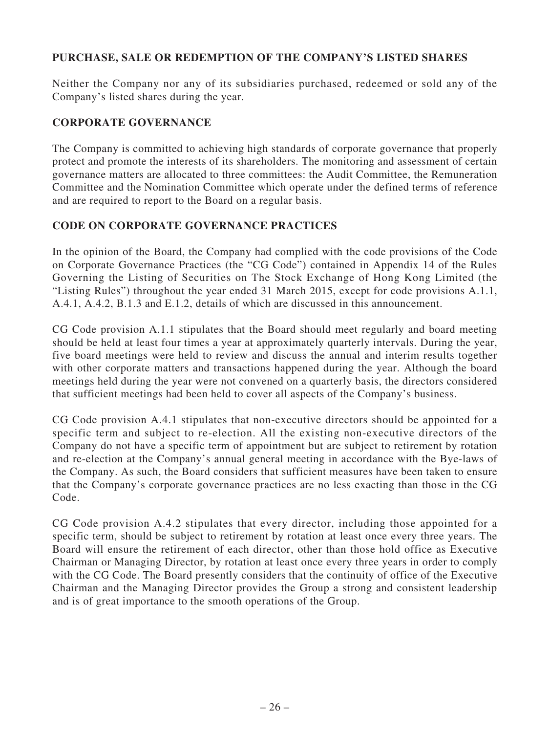## PURCHASE, SALE OR REDEMPTION OF THE COMPANY'S LISTED SHARES

Neither the Company nor any of its subsidiaries purchased, redeemed or sold any of the Company's listed shares during the year.

## CORPORATE GOVERNANCE

The Company is committed to achieving high standards of corporate governance that properly protect and promote the interests of its shareholders. The monitoring and assessment of certain governance matters are allocated to three committees: the Audit Committee, the Remuneration Committee and the Nomination Committee which operate under the defined terms of reference and are required to report to the Board on a regular basis.

## CODE ON CORPORATE GOVERNANCE PRACTICES

In the opinion of the Board, the Company had complied with the code provisions of the Code on Corporate Governance Practices (the "CG Code") contained in Appendix 14 of the Rules Governing the Listing of Securities on The Stock Exchange of Hong Kong Limited (the "Listing Rules") throughout the year ended 31 March 2015, except for code provisions A.1.1, A.4.1, A.4.2, B.1.3 and E.1.2, details of which are discussed in this announcement.

CG Code provision A.1.1 stipulates that the Board should meet regularly and board meeting should be held at least four times a year at approximately quarterly intervals. During the year, five board meetings were held to review and discuss the annual and interim results together with other corporate matters and transactions happened during the year. Although the board meetings held during the year were not convened on a quarterly basis, the directors considered that sufficient meetings had been held to cover all aspects of the Company's business.

CG Code provision A.4.1 stipulates that non-executive directors should be appointed for a specific term and subject to re-election. All the existing non-executive directors of the Company do not have a specific term of appointment but are subject to retirement by rotation and re-election at the Company's annual general meeting in accordance with the Bye-laws of the Company. As such, the Board considers that sufficient measures have been taken to ensure that the Company's corporate governance practices are no less exacting than those in the CG Code.

CG Code provision A.4.2 stipulates that every director, including those appointed for a specific term, should be subject to retirement by rotation at least once every three years. The Board will ensure the retirement of each director, other than those hold office as Executive Chairman or Managing Director, by rotation at least once every three years in order to comply with the CG Code. The Board presently considers that the continuity of office of the Executive Chairman and the Managing Director provides the Group a strong and consistent leadership and is of great importance to the smooth operations of the Group.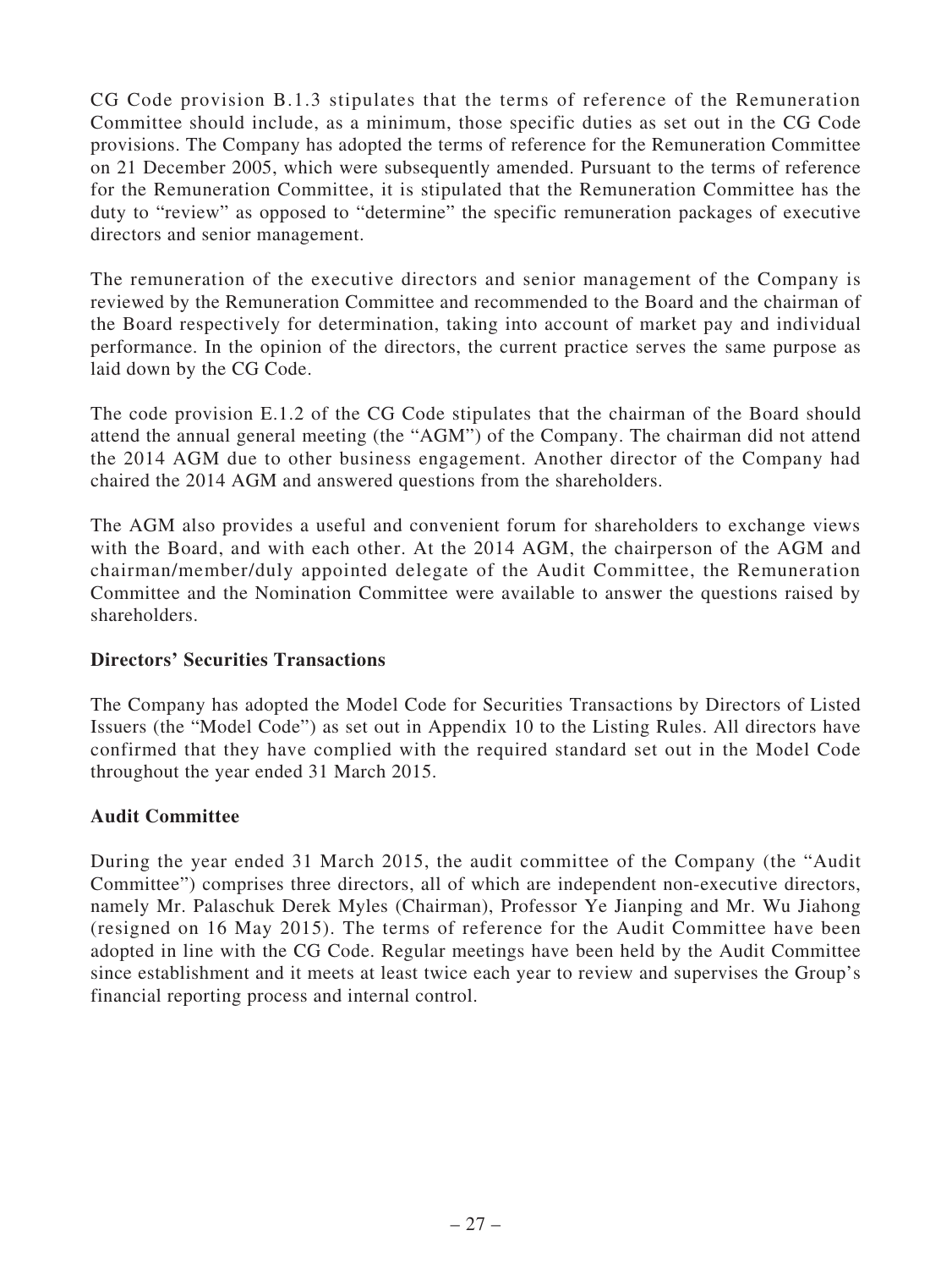CG Code provision B.1.3 stipulates that the terms of reference of the Remuneration Committee should include, as a minimum, those specific duties as set out in the CG Code provisions. The Company has adopted the terms of reference for the Remuneration Committee on 21 December 2005, which were subsequently amended. Pursuant to the terms of reference for the Remuneration Committee, it is stipulated that the Remuneration Committee has the duty to "review" as opposed to "determine" the specific remuneration packages of executive directors and senior management.

The remuneration of the executive directors and senior management of the Company is reviewed by the Remuneration Committee and recommended to the Board and the chairman of the Board respectively for determination, taking into account of market pay and individual performance. In the opinion of the directors, the current practice serves the same purpose as laid down by the CG Code.

The code provision E.1.2 of the CG Code stipulates that the chairman of the Board should attend the annual general meeting (the "AGM") of the Company. The chairman did not attend the 2014 AGM due to other business engagement. Another director of the Company had chaired the 2014 AGM and answered questions from the shareholders.

The AGM also provides a useful and convenient forum for shareholders to exchange views with the Board, and with each other. At the 2014 AGM, the chairperson of the AGM and chairman/member/duly appointed delegate of the Audit Committee, the Remuneration Committee and the Nomination Committee were available to answer the questions raised by shareholders.

**Directors' Securities Transactions**

The Company has adopted the Model Code for Securities Transactions by Directors of Listed Issuers (the "Model Code") as set out in Appendix 10 to the Listing Rules. All directors have confirmed that they have complied with the required standard set out in the Model Code throughout the year ended 31 March 2015.

**Audit Committee**

During the year ended 31 March 2015, the audit committee of the Company (the "Audit Committee") comprises three directors, all of which are independent non-executive directors, namely Mr. Palaschuk Derek Myles (Chairman), Professor Ye Jianping and Mr. Wu Jiahong (resigned on 16 May 2015). The terms of reference for the Audit Committee have been adopted in line with the CG Code. Regular meetings have been held by the Audit Committee since establishment and it meets at least twice each year to review and supervises the Group's financial reporting process and internal control.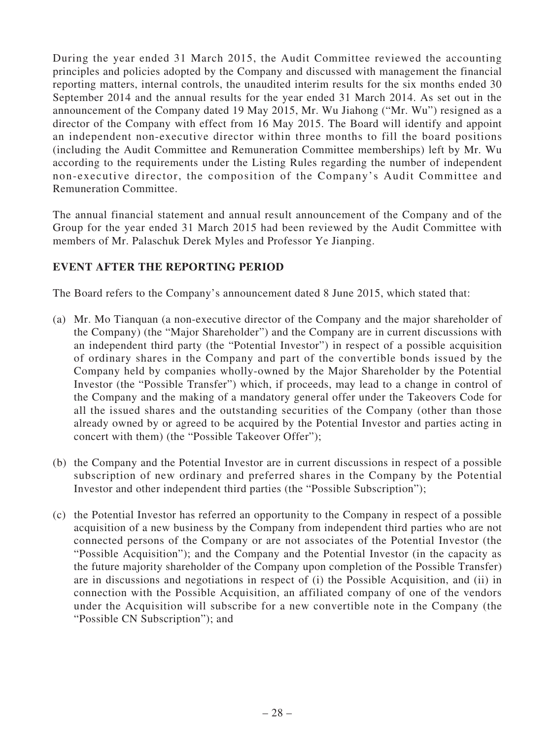During the year ended 31 March 2015, the Audit Committee reviewed the accounting principles and policies adopted by the Company and discussed with management the financial reporting matters, internal controls, the unaudited interim results for the six months ended 30 September 2014 and the annual results for the year ended 31 March 2014. As set out in the announcement of the Company dated 19 May 2015, Mr. Wu Jiahong ("Mr. Wu") resigned as a director of the Company with effect from 16 May 2015. The Board will identify and appoint an independent non-executive director within three months to fill the board positions (including the Audit Committee and Remuneration Committee memberships) left by Mr. Wu according to the requirements under the Listing Rules regarding the number of independent non-executive director, the composition of the Company's Audit Committee and Remuneration Committee.

The annual financial statement and annual result announcement of the Company and of the Group for the year ended 31 March 2015 had been reviewed by the Audit Committee with members of Mr. Palaschuk Derek Myles and Professor Ye Jianping.

## EVENT AFTER THE REPORTING PERIOD

The Board refers to the Company's announcement dated 8 June 2015, which stated that:

(a) Mr. Mo Tianquan (a non-executive director of the Company and the major shareholder of the Company) (the "Major Shareholder") and the Company are in current discussions with an independent third party (the "Potential Investor") in respect of a possible acquisition of ordinary shares in the Company and part of the convertible bonds issued by the Company held by companies wholly-owned by the Major Shareholder by the Potential Investor (the "Possible Transfer") which, if proceeds, may lead to a change in control of the Company and the making of a mandatory general offer under the Takeovers Code for all the issued shares and the outstanding securities of the Company (other than those already owned by or agreed to be acquired by the Potential Investor and parties acting in concert with them) (the "Possible Takeover Offer");

(b) the Company and the Potential Investor are in current discussions in respect of a possible subscription of new ordinary and preferred shares in the Company by the Potential Investor and other independent third parties (the "Possible Subscription");

(c) the Potential Investor has referred an opportunity to the Company in respect of a possible acquisition of a new business by the Company from independent third parties who are not connected persons of the Company or are not associates of the Potential Investor (the "Possible Acquisition"); and the Company and the Potential Investor (in the capacity as the future majority shareholder of the Company upon completion of the Possible Transfer) are in discussions and negotiations in respect of (i) the Possible Acquisition, and (ii) in connection with the Possible Acquisition, an affiliated company of one of the vendors under the Acquisition will subscribe for a new convertible note in the Company (the "Possible CN Subscription"); and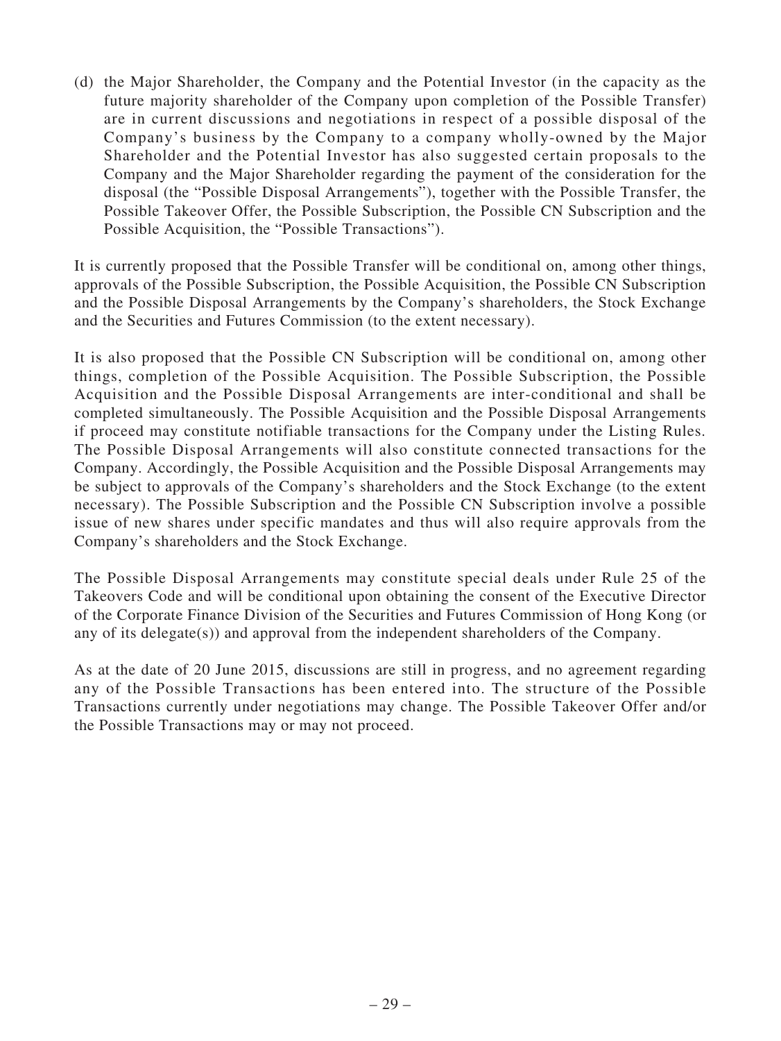(d) the Major Shareholder, the Company and the Potential Investor (in the capacity as the future majority shareholder of the Company upon completion of the Possible Transfer) are in current discussions and negotiations in respect of a possible disposal of the Company's business by the Company to a company wholly-owned by the Major Shareholder and the Potential Investor has also suggested certain proposals to the Company and the Major Shareholder regarding the payment of the consideration for the disposal (the "Possible Disposal Arrangements"), together with the Possible Transfer, the Possible Takeover Offer, the Possible Subscription, the Possible CN Subscription and the Possible Acquisition, the "Possible Transactions").

It is currently proposed that the Possible Transfer will be conditional on, among other things, approvals of the Possible Subscription, the Possible Acquisition, the Possible CN Subscription and the Possible Disposal Arrangements by the Company's shareholders, the Stock Exchange and the Securities and Futures Commission (to the extent necessary).

It is also proposed that the Possible CN Subscription will be conditional on, among other things, completion of the Possible Acquisition. The Possible Subscription, the Possible Acquisition and the Possible Disposal Arrangements are inter-conditional and shall be completed simultaneously. The Possible Acquisition and the Possible Disposal Arrangements if proceed may constitute notifiable transactions for the Company under the Listing Rules. The Possible Disposal Arrangements will also constitute connected transactions for the Company. Accordingly, the Possible Acquisition and the Possible Disposal Arrangements may be subject to approvals of the Company's shareholders and the Stock Exchange (to the extent necessary). The Possible Subscription and the Possible CN Subscription involve a possible issue of new shares under specific mandates and thus will also require approvals from the Company's shareholders and the Stock Exchange.

The Possible Disposal Arrangements may constitute special deals under Rule 25 of the Takeovers Code and will be conditional upon obtaining the consent of the Executive Director of the Corporate Finance Division of the Securities and Futures Commission of Hong Kong (or any of its delegate(s)) and approval from the independent shareholders of the Company.

As at the date of 20 June 2015, discussions are still in progress, and no agreement regarding any of the Possible Transactions has been entered into. The structure of the Possible Transactions currently under negotiations may change. The Possible Takeover Offer and/or the Possible Transactions may or may not proceed.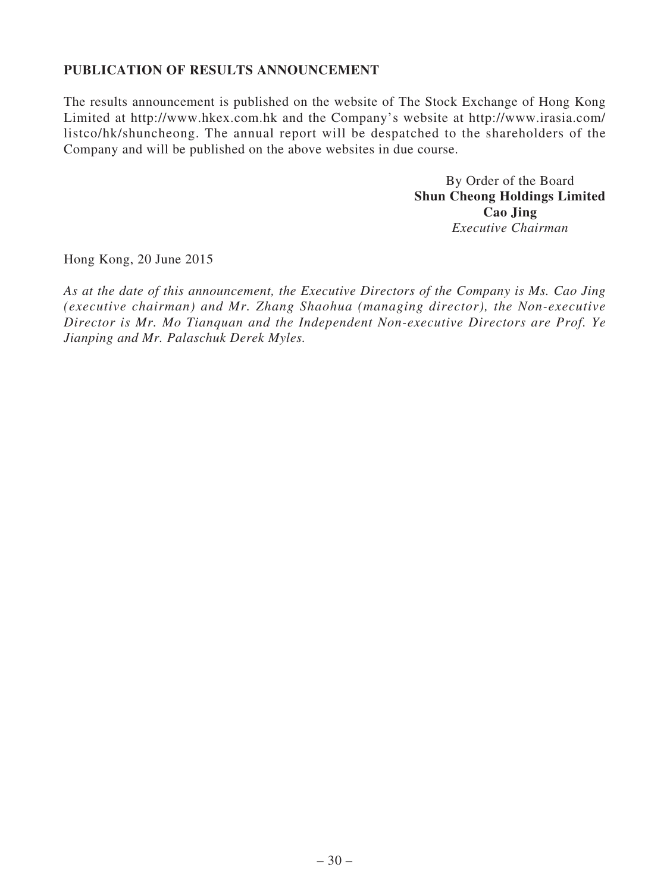## PUBLICATION OF RESULTS ANNOUNCEMENT

The results announcement is published on the website of The Stock Exchange of Hong Kong Limited at http://www.hkex.com.hk and the Company's website at http://www.irasia.com/listco/hk/shuncheong. The annual report will be despatched to the shareholders of the Company and will be published on the above websites in due course.

By Order of the Board
**Shun Cheong Holdings Limited**
**Cao Jing**
*Executive Chairman*

Hong Kong, 20 June 2015

*As at the date of this announcement, the Executive Directors of the Company is Ms. Cao Jing (executive chairman) and Mr. Zhang Shaohua (managing director), the Non-executive Director is Mr. Mo Tianquan and the Independent Non-executive Directors are Prof. Ye Jianping and Mr. Palaschuk Derek Myles.*